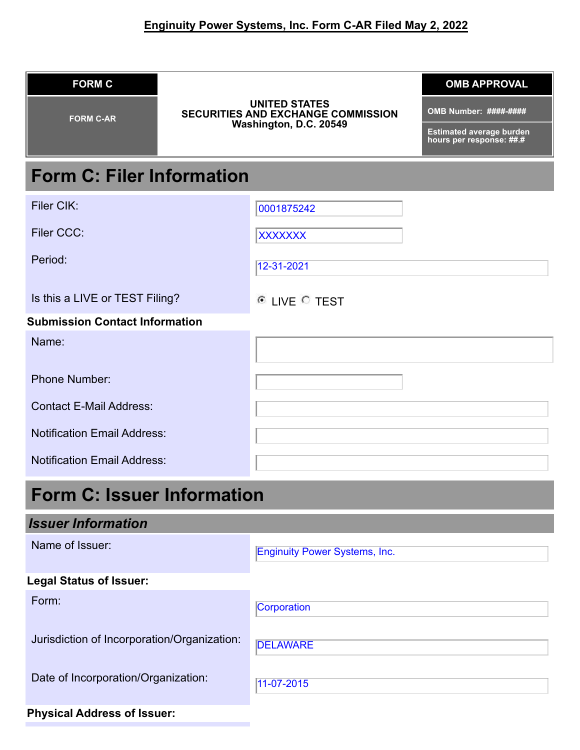**Enginuity Power Systems, Inc. Form C-AR Filed May 2, 2022**

| FORM C | UNITED STATES SECURITIES AND EXCHANGE COMMISSION Washington, D.C. 20549 | OMB APPROVAL |
| --- | --- | --- |
| FORM C-AR | | OMB Number: ####-#### |
| | | Estimated average burden hours per response: ##.# |

# Form C: Filer Information

| | |
| --- | --- |
| Filer CIK: | 0001875242 |
| Filer CCC: | XXXXXXX |
| Period: | 12-31-2021 |
| Is this a LIVE or TEST Filing? | ◉ LIVE ○ TEST |

**Submission Contact Information**

| | |
| --- | --- |
| Name: | |
| Phone Number: | |
| Contact E-Mail Address: | |
| Notification Email Address: | |
| Notification Email Address: | |

# Form C: Issuer Information

## *Issuer Information*

| | |
| --- | --- |
| Name of Issuer: | Enginuity Power Systems, Inc. |

**Legal Status of Issuer:**

| | |
| --- | --- |
| Form: | Corporation |
| Jurisdiction of Incorporation/Organization: | DELAWARE |
| Date of Incorporation/Organization: | 11-07-2015 |

**Physical Address of Issuer:**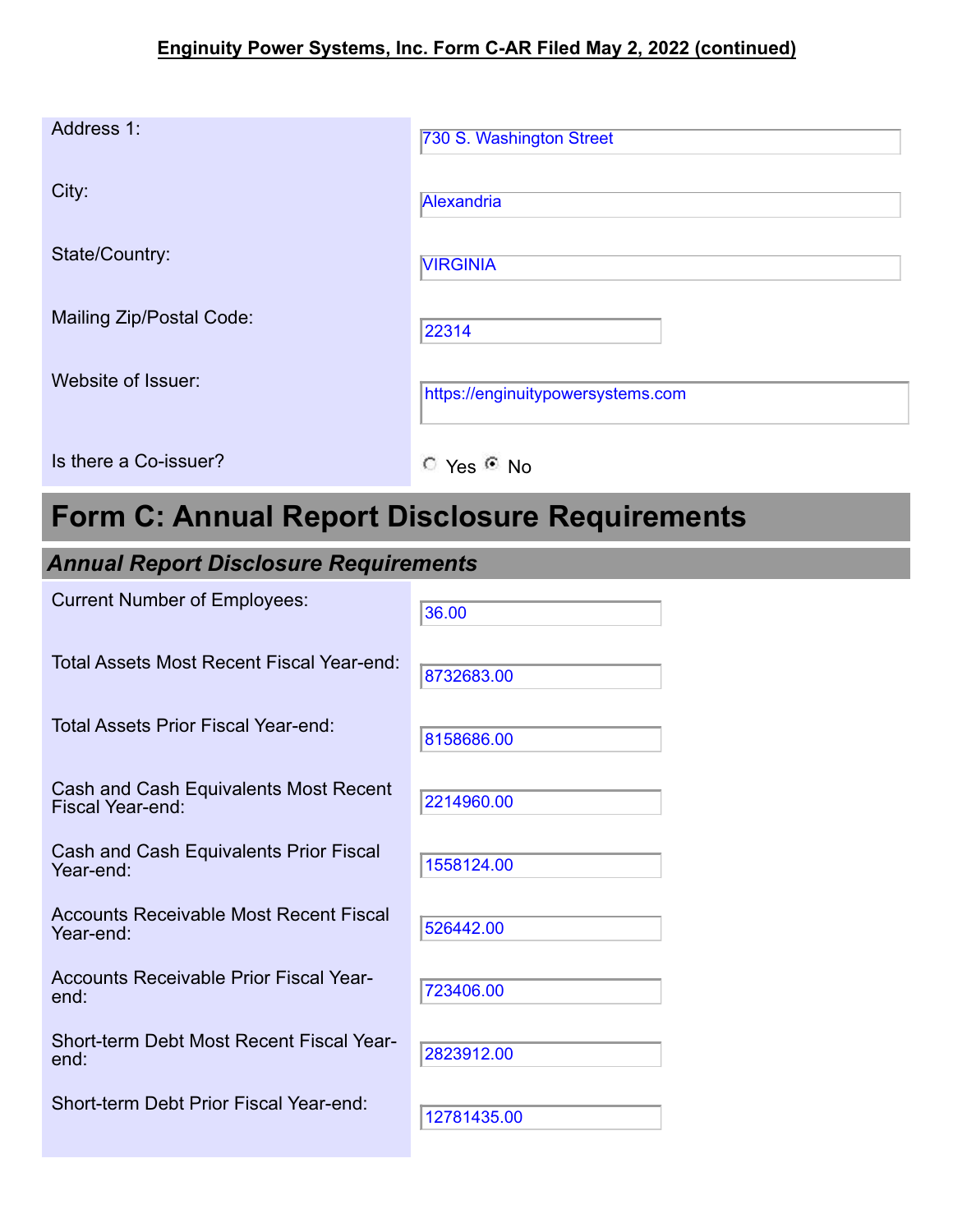**Enginuity Power Systems, Inc. Form C-AR Filed May 2, 2022 (continued)**

| | |
|---|---|
| Address 1: | 730 S. Washington Street |
| City: | Alexandria |
| State/Country: | VIRGINIA |
| Mailing Zip/Postal Code: | 22314 |
| Website of Issuer: | https://enginuitypowersystems.com |
| Is there a Co-issuer? | ○ Yes ◉ No |

# Form C: Annual Report Disclosure Requirements

## *Annual Report Disclosure Requirements*

| | |
|---|---|
| Current Number of Employees: | 36.00 |
| Total Assets Most Recent Fiscal Year-end: | 8732683.00 |
| Total Assets Prior Fiscal Year-end: | 8158686.00 |
| Cash and Cash Equivalents Most Recent Fiscal Year-end: | 2214960.00 |
| Cash and Cash Equivalents Prior Fiscal Year-end: | 1558124.00 |
| Accounts Receivable Most Recent Fiscal Year-end: | 526442.00 |
| Accounts Receivable Prior Fiscal Year-end: | 723406.00 |
| Short-term Debt Most Recent Fiscal Year-end: | 2823912.00 |
| Short-term Debt Prior Fiscal Year-end: | 12781435.00 |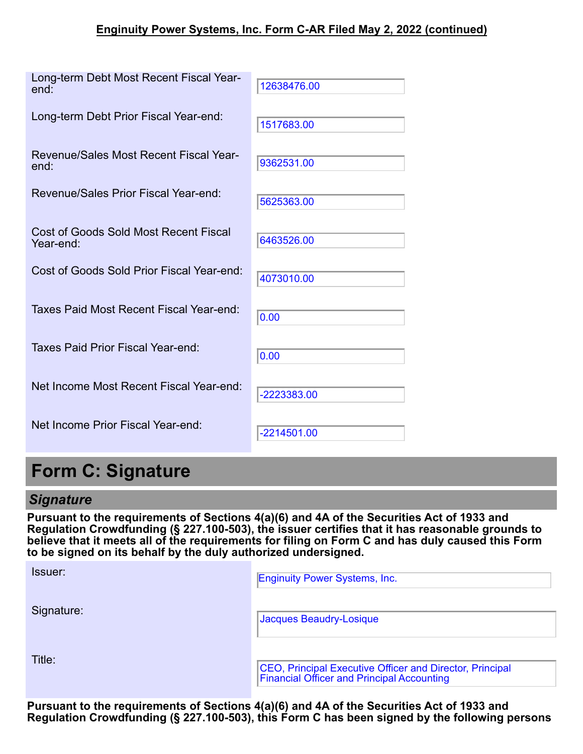| | |
|---|---|
| Long-term Debt Most Recent Fiscal Year-end: | 12638476.00 |
| Long-term Debt Prior Fiscal Year-end: | 1517683.00 |
| Revenue/Sales Most Recent Fiscal Year-end: | 9362531.00 |
| Revenue/Sales Prior Fiscal Year-end: | 5625363.00 |
| Cost of Goods Sold Most Recent Fiscal Year-end: | 6463526.00 |
| Cost of Goods Sold Prior Fiscal Year-end: | 4073010.00 |
| Taxes Paid Most Recent Fiscal Year-end: | 0.00 |
| Taxes Paid Prior Fiscal Year-end: | 0.00 |
| Net Income Most Recent Fiscal Year-end: | -2223383.00 |
| Net Income Prior Fiscal Year-end: | -2214501.00 |

# Form C: Signature

## *Signature*

**Pursuant to the requirements of Sections 4(a)(6) and 4A of the Securities Act of 1933 and Regulation Crowdfunding (§ 227.100-503), the issuer certifies that it has reasonable grounds to believe that it meets all of the requirements for filing on Form C and has duly caused this Form to be signed on its behalf by the duly authorized undersigned.**

| | |
|---|---|
| Issuer: | Enginuity Power Systems, Inc. |
| Signature: | Jacques Beaudry-Losique |
| Title: | CEO, Principal Executive Officer and Director, Principal Financial Officer and Principal Accounting |

**Pursuant to the requirements of Sections 4(a)(6) and 4A of the Securities Act of 1933 and Regulation Crowdfunding (§ 227.100-503), this Form C has been signed by the following persons**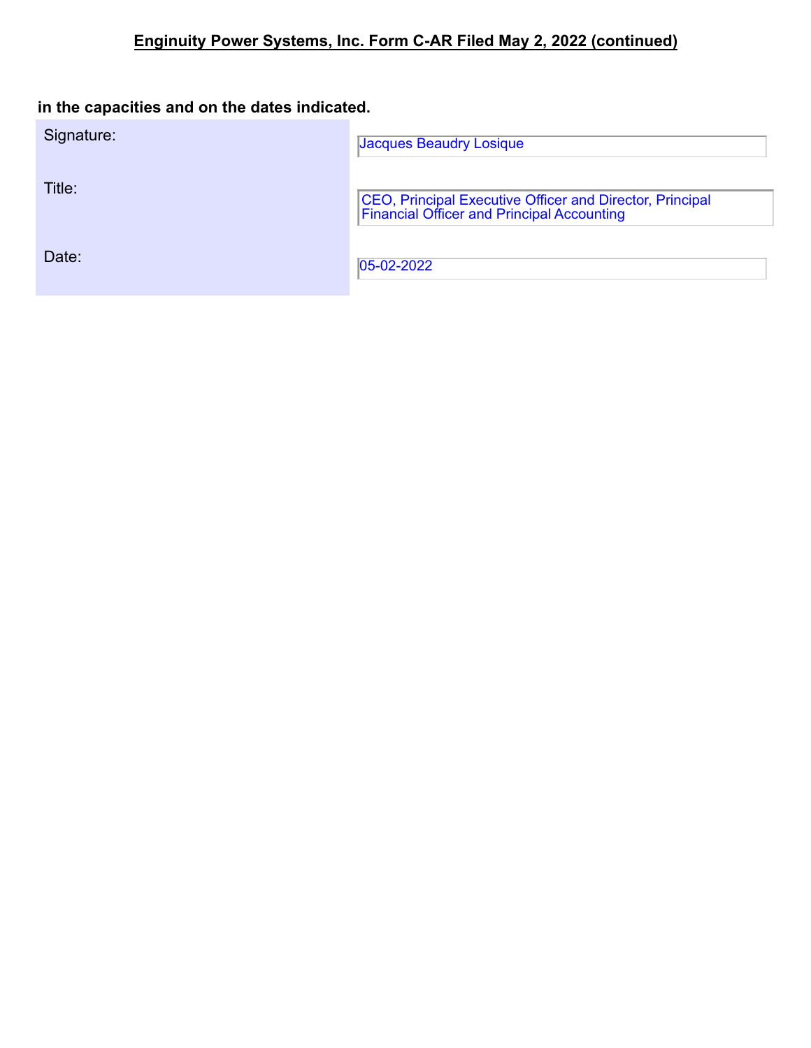**in the capacities and on the dates indicated.**

| | |
|---|---|
| Signature: | Jacques Beaudry Losique |
| Title: | CEO, Principal Executive Officer and Director, Principal Financial Officer and Principal Accounting |
| Date: | 05-02-2022 |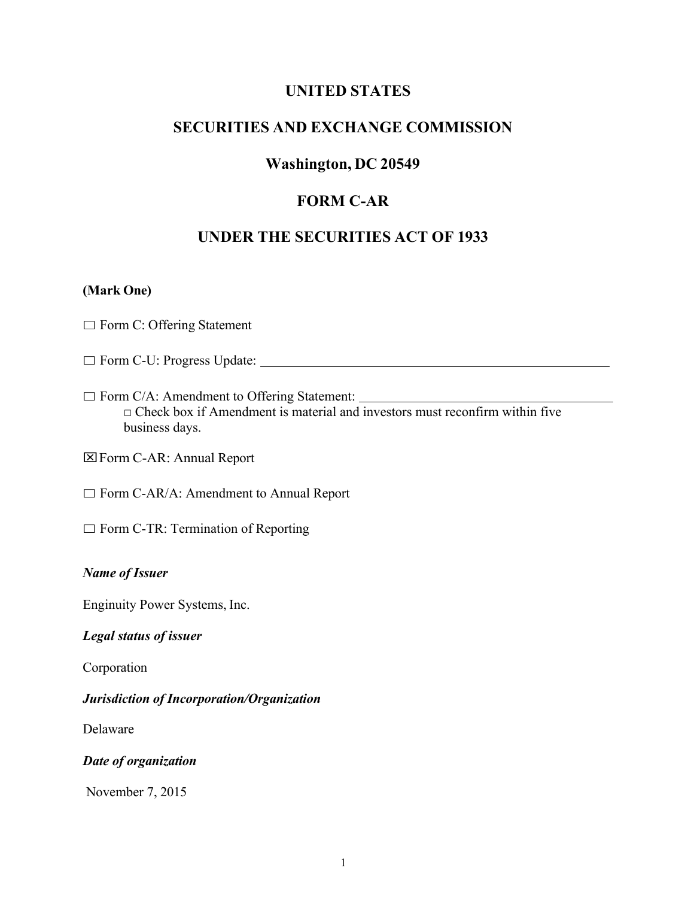# UNITED STATES

# SECURITIES AND EXCHANGE COMMISSION

## Washington, DC 20549

## FORM C-AR

## UNDER THE SECURITIES ACT OF 1933

**(Mark One)**

☐ Form C: Offering Statement

☐ Form C-U: Progress Update: \_\_\_\_\_\_\_\_\_\_\_\_\_\_\_\_\_\_\_\_\_\_\_\_\_\_\_\_\_\_\_\_\_\_\_\_\_\_\_\_\_\_\_\_\_\_\_\_

☐ Form C/A: Amendment to Offering Statement: \_\_\_\_\_\_\_\_\_\_\_\_\_\_\_\_\_\_\_\_\_\_\_\_\_\_\_\_\_\_\_\_\_\_

- ☐ Check box if Amendment is material and investors must reconfirm within five business days.

☒ Form C-AR: Annual Report

☐ Form C-AR/A: Amendment to Annual Report

☐ Form C-TR: Termination of Reporting

***Name of Issuer***

Enginuity Power Systems, Inc.

***Legal status of issuer***

Corporation

***Jurisdiction of Incorporation/Organization***

Delaware

***Date of organization***

November 7, 2015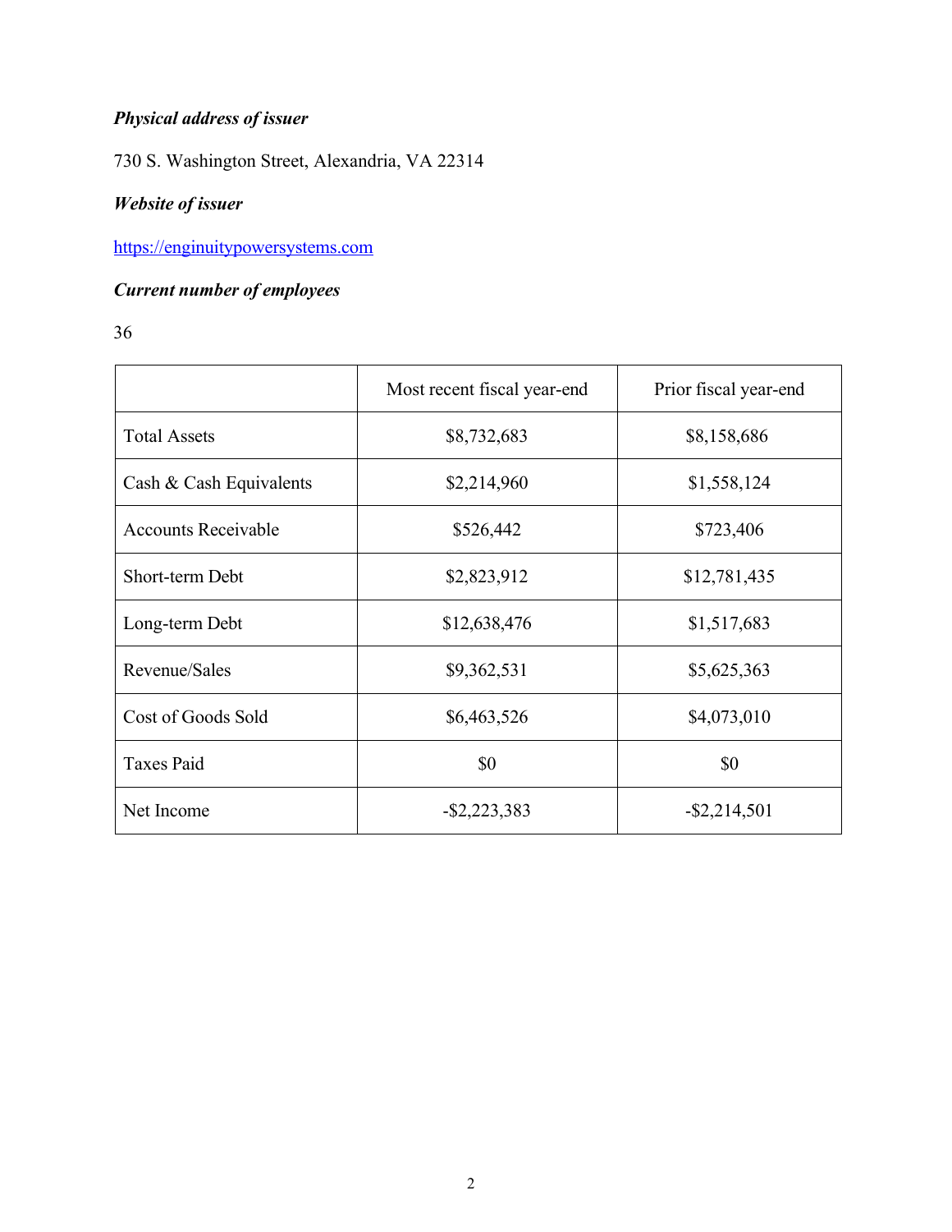***Physical address of issuer***

730 S. Washington Street, Alexandria, VA 22314

***Website of issuer***

[https://enginuitypowersystems.com](https://enginuitypowersystems.com)

***Current number of employees***

36

| | Most recent fiscal year-end | Prior fiscal year-end |
|---|---|---|
| Total Assets | $8,732,683 | $8,158,686 |
| Cash & Cash Equivalents | $2,214,960 | $1,558,124 |
| Accounts Receivable | $526,442 | $723,406 |
| Short-term Debt | $2,823,912 | $12,781,435 |
| Long-term Debt | $12,638,476 | $1,517,683 |
| Revenue/Sales | $9,362,531 | $5,625,363 |
| Cost of Goods Sold | $6,463,526 | $4,073,010 |
| Taxes Paid | $0 | $0 |
| Net Income | -$2,223,383 | -$2,214,501 |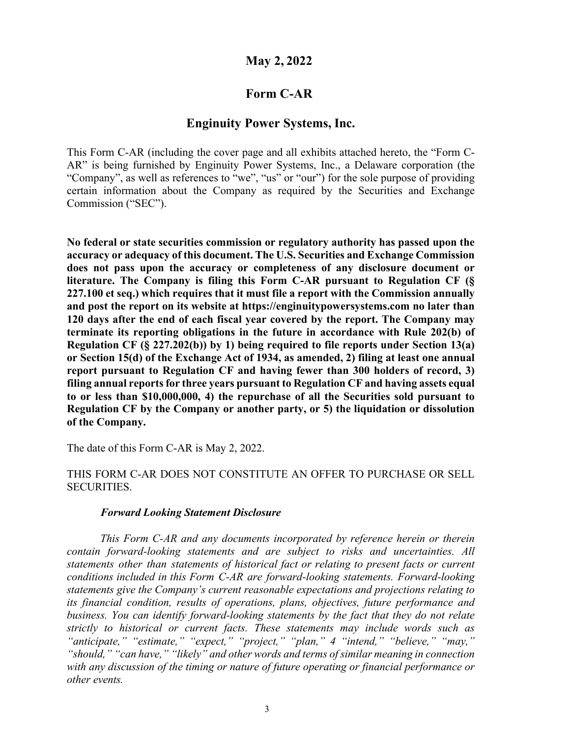## May 2, 2022

## Form C-AR

## Enginuity Power Systems, Inc.

This Form C-AR (including the cover page and all exhibits attached hereto, the "Form C-AR" is being furnished by Enginuity Power Systems, Inc., a Delaware corporation (the "Company", as well as references to "we", "us" or "our") for the sole purpose of providing certain information about the Company as required by the Securities and Exchange Commission ("SEC").

**No federal or state securities commission or regulatory authority has passed upon the accuracy or adequacy of this document. The U.S. Securities and Exchange Commission does not pass upon the accuracy or completeness of any disclosure document or literature. The Company is filing this Form C-AR pursuant to Regulation CF (§ 227.100 et seq.) which requires that it must file a report with the Commission annually and post the report on its website at https://enginuitypowersystems.com no later than 120 days after the end of each fiscal year covered by the report. The Company may terminate its reporting obligations in the future in accordance with Rule 202(b) of Regulation CF (§ 227.202(b)) by 1) being required to file reports under Section 13(a) or Section 15(d) of the Exchange Act of 1934, as amended, 2) filing at least one annual report pursuant to Regulation CF and having fewer than 300 holders of record, 3) filing annual reports for three years pursuant to Regulation CF and having assets equal to or less than $10,000,000, 4) the repurchase of all the Securities sold pursuant to Regulation CF by the Company or another party, or 5) the liquidation or dissolution of the Company.**

The date of this Form C-AR is May 2, 2022.

THIS FORM C-AR DOES NOT CONSTITUTE AN OFFER TO PURCHASE OR SELL SECURITIES.

***Forward Looking Statement Disclosure***

*This Form C-AR and any documents incorporated by reference herein or therein contain forward-looking statements and are subject to risks and uncertainties. All statements other than statements of historical fact or relating to present facts or current conditions included in this Form C-AR are forward-looking statements. Forward-looking statements give the Company's current reasonable expectations and projections relating to its financial condition, results of operations, plans, objectives, future performance and business. You can identify forward-looking statements by the fact that they do not relate strictly to historical or current facts. These statements may include words such as "anticipate," "estimate," "expect," "project," "plan," 4 "intend," "believe," "may," "should," "can have," "likely" and other words and terms of similar meaning in connection with any discussion of the timing or nature of future operating or financial performance or other events.*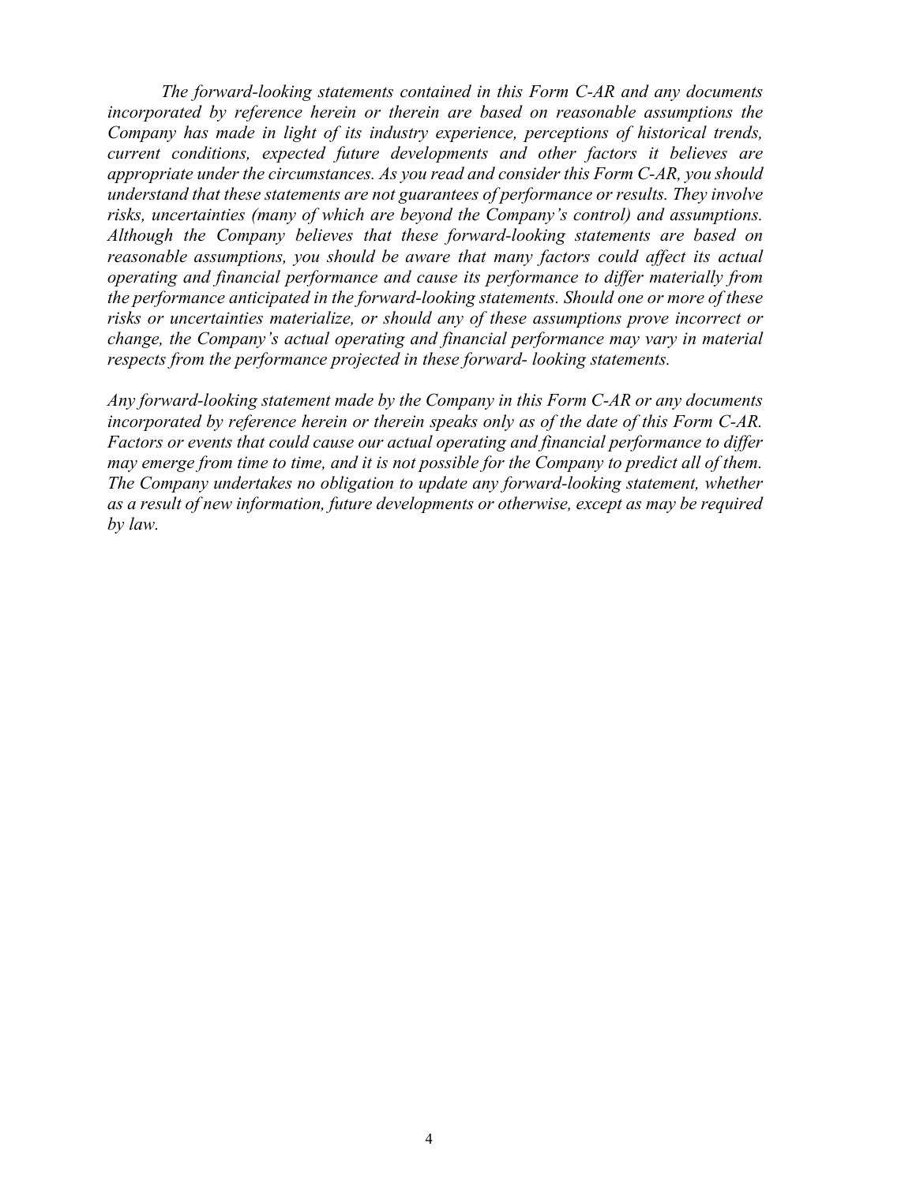*The forward-looking statements contained in this Form C-AR and any documents incorporated by reference herein or therein are based on reasonable assumptions the Company has made in light of its industry experience, perceptions of historical trends, current conditions, expected future developments and other factors it believes are appropriate under the circumstances. As you read and consider this Form C-AR, you should understand that these statements are not guarantees of performance or results. They involve risks, uncertainties (many of which are beyond the Company's control) and assumptions. Although the Company believes that these forward-looking statements are based on reasonable assumptions, you should be aware that many factors could affect its actual operating and financial performance and cause its performance to differ materially from the performance anticipated in the forward-looking statements. Should one or more of these risks or uncertainties materialize, or should any of these assumptions prove incorrect or change, the Company's actual operating and financial performance may vary in material respects from the performance projected in these forward- looking statements.*

*Any forward-looking statement made by the Company in this Form C-AR or any documents incorporated by reference herein or therein speaks only as of the date of this Form C-AR. Factors or events that could cause our actual operating and financial performance to differ may emerge from time to time, and it is not possible for the Company to predict all of them. The Company undertakes no obligation to update any forward-looking statement, whether as a result of new information, future developments or otherwise, except as may be required by law.*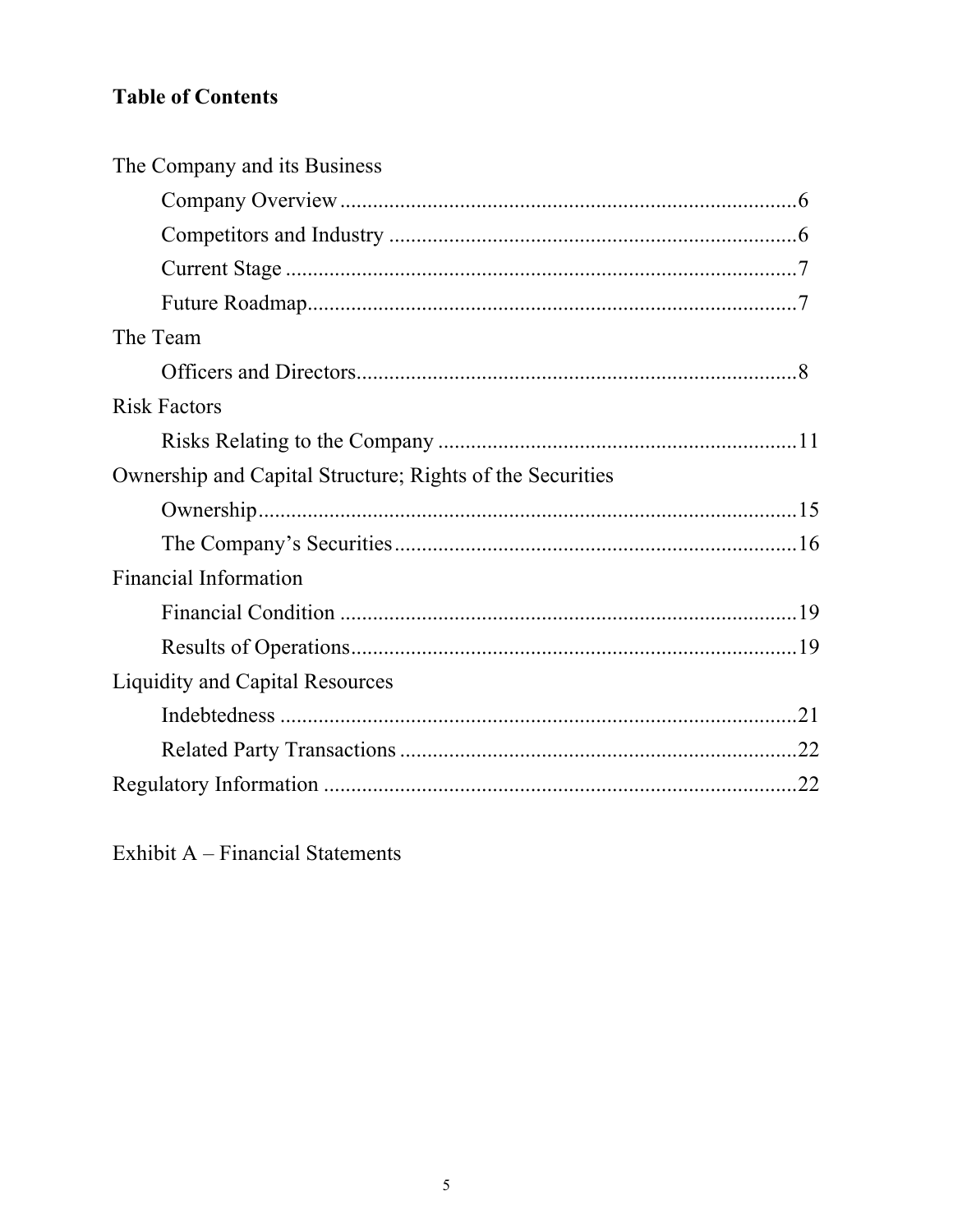## Table of Contents

The Company and its Business

- Company Overview....................6
- Competitors and Industry....................6
- Current Stage....................7
- Future Roadmap....................7

The Team

- Officers and Directors....................8

Risk Factors

- Risks Relating to the Company....................11

Ownership and Capital Structure; Rights of the Securities

- Ownership....................15
- The Company's Securities....................16

Financial Information

- Financial Condition....................19
- Results of Operations....................19

Liquidity and Capital Resources

- Indebtedness....................21
- Related Party Transactions....................22

Regulatory Information....................22

Exhibit A – Financial Statements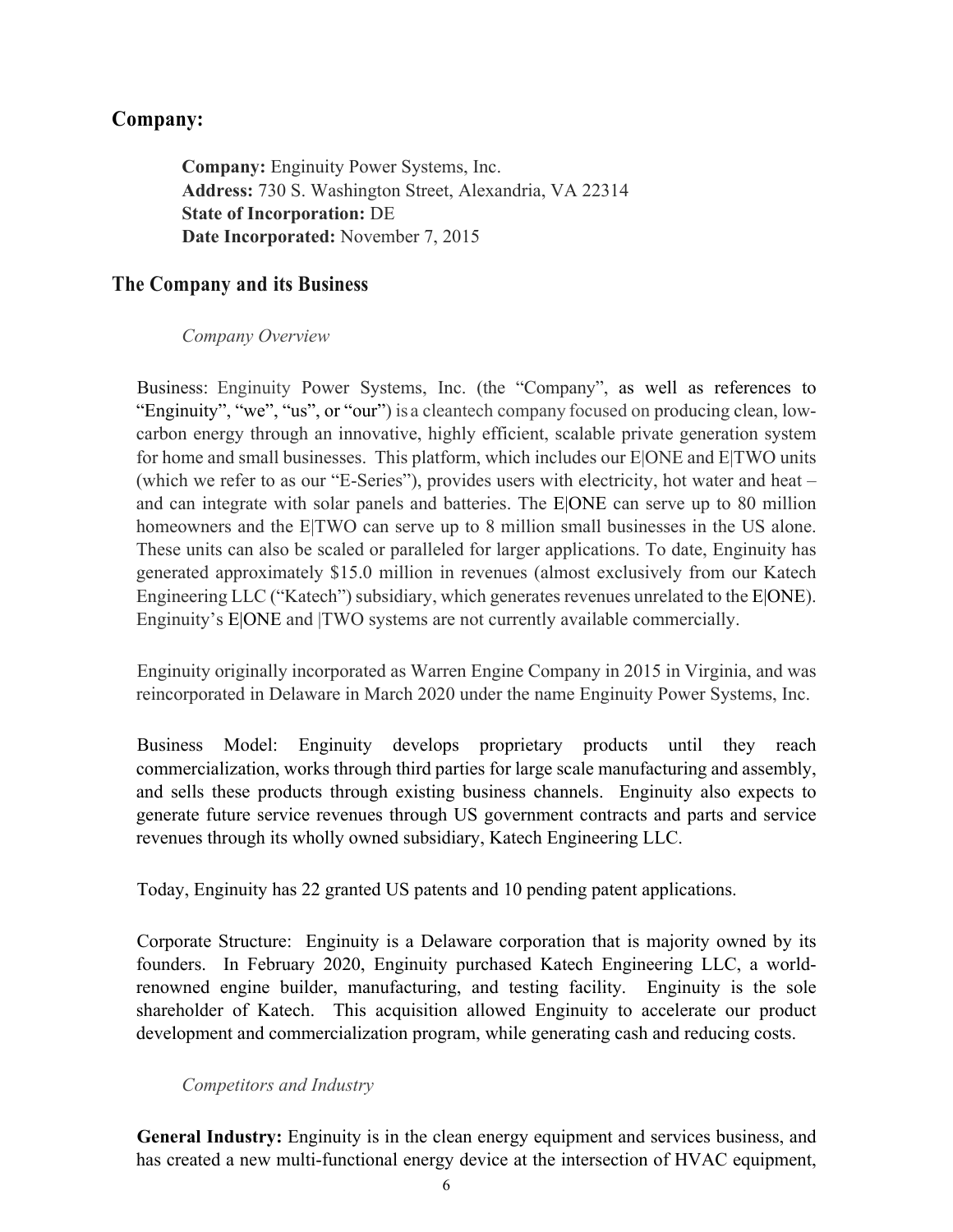## Company:

**Company:** Enginuity Power Systems, Inc.
**Address:** 730 S. Washington Street, Alexandria, VA 22314
**State of Incorporation:** DE
**Date Incorporated:** November 7, 2015

## The Company and its Business

*Company Overview*

Business: Enginuity Power Systems, Inc. (the "Company", as well as references to "Enginuity", "we", "us", or "our") is a cleantech company focused on producing clean, low-carbon energy through an innovative, highly efficient, scalable private generation system for home and small businesses. This platform, which includes our E|ONE and E|TWO units (which we refer to as our "E-Series"), provides users with electricity, hot water and heat – and can integrate with solar panels and batteries. The E|ONE can serve up to 80 million homeowners and the E|TWO can serve up to 8 million small businesses in the US alone. These units can also be scaled or paralleled for larger applications. To date, Enginuity has generated approximately $15.0 million in revenues (almost exclusively from our Katech Engineering LLC ("Katech") subsidiary, which generates revenues unrelated to the E|ONE). Enginuity's E|ONE and |TWO systems are not currently available commercially.

Enginuity originally incorporated as Warren Engine Company in 2015 in Virginia, and was reincorporated in Delaware in March 2020 under the name Enginuity Power Systems, Inc.

Business Model: Enginuity develops proprietary products until they reach commercialization, works through third parties for large scale manufacturing and assembly, and sells these products through existing business channels. Enginuity also expects to generate future service revenues through US government contracts and parts and service revenues through its wholly owned subsidiary, Katech Engineering LLC.

Today, Enginuity has 22 granted US patents and 10 pending patent applications.

Corporate Structure: Enginuity is a Delaware corporation that is majority owned by its founders. In February 2020, Enginuity purchased Katech Engineering LLC, a world-renowned engine builder, manufacturing, and testing facility. Enginuity is the sole shareholder of Katech. This acquisition allowed Enginuity to accelerate our product development and commercialization program, while generating cash and reducing costs.

*Competitors and Industry*

**General Industry:** Enginuity is in the clean energy equipment and services business, and has created a new multi-functional energy device at the intersection of HVAC equipment,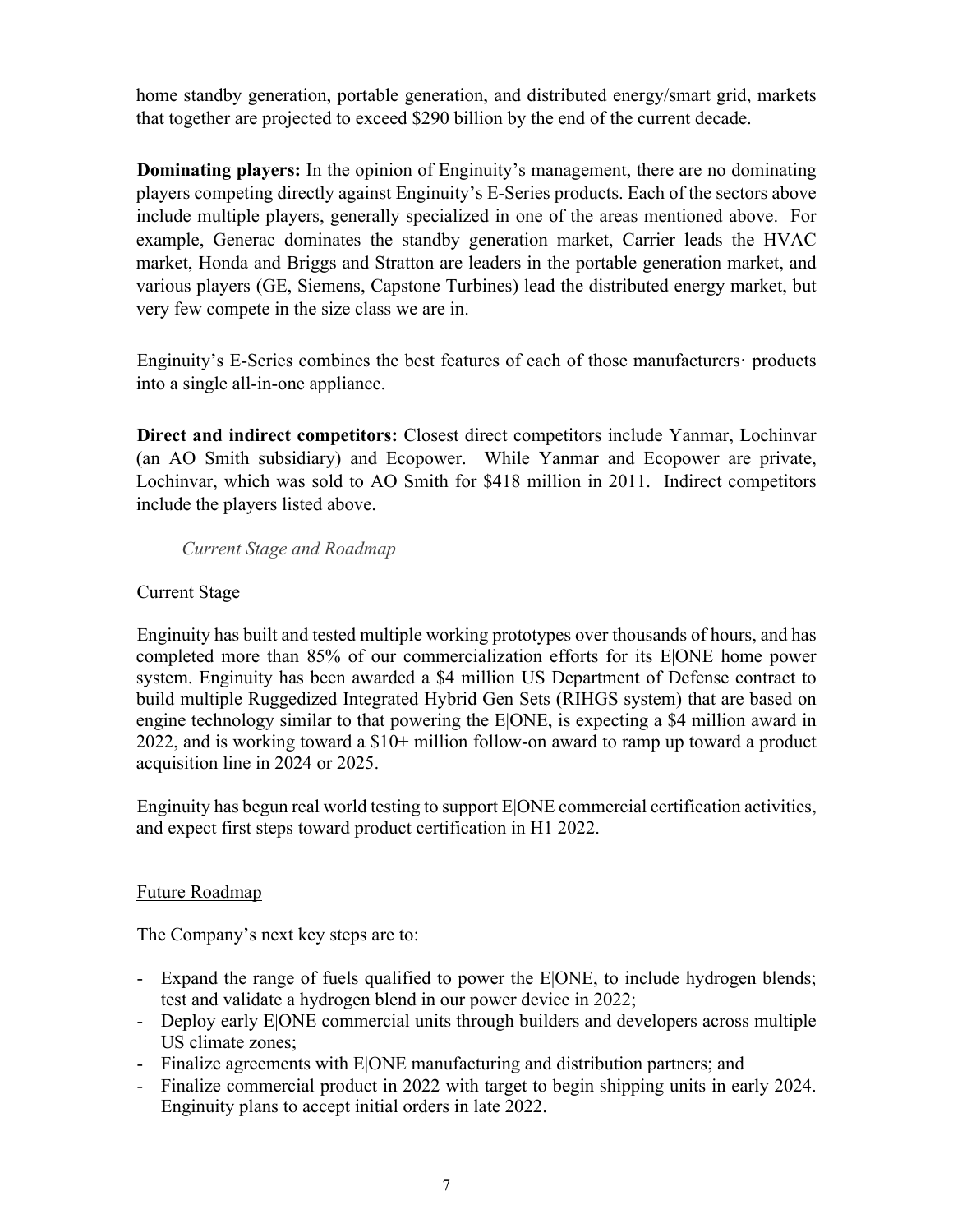home standby generation, portable generation, and distributed energy/smart grid, markets that together are projected to exceed $290 billion by the end of the current decade.

**Dominating players:** In the opinion of Enginuity's management, there are no dominating players competing directly against Enginuity's E-Series products. Each of the sectors above include multiple players, generally specialized in one of the areas mentioned above. For example, Generac dominates the standby generation market, Carrier leads the HVAC market, Honda and Briggs and Stratton are leaders in the portable generation market, and various players (GE, Siemens, Capstone Turbines) lead the distributed energy market, but very few compete in the size class we are in.

Enginuity's E-Series combines the best features of each of those manufacturers· products into a single all-in-one appliance.

**Direct and indirect competitors:** Closest direct competitors include Yanmar, Lochinvar (an AO Smith subsidiary) and Ecopower. While Yanmar and Ecopower are private, Lochinvar, which was sold to AO Smith for $418 million in 2011. Indirect competitors include the players listed above.

*Current Stage and Roadmap*

Current Stage

Enginuity has built and tested multiple working prototypes over thousands of hours, and has completed more than 85% of our commercialization efforts for its E|ONE home power system. Enginuity has been awarded a $4 million US Department of Defense contract to build multiple Ruggedized Integrated Hybrid Gen Sets (RIHGS system) that are based on engine technology similar to that powering the E|ONE, is expecting a $4 million award in 2022, and is working toward a $10+ million follow-on award to ramp up toward a product acquisition line in 2024 or 2025.

Enginuity has begun real world testing to support E|ONE commercial certification activities, and expect first steps toward product certification in H1 2022.

Future Roadmap

The Company's next key steps are to:

- Expand the range of fuels qualified to power the E|ONE, to include hydrogen blends; test and validate a hydrogen blend in our power device in 2022;
- Deploy early E|ONE commercial units through builders and developers across multiple US climate zones;
- Finalize agreements with E|ONE manufacturing and distribution partners; and
- Finalize commercial product in 2022 with target to begin shipping units in early 2024. Enginuity plans to accept initial orders in late 2022.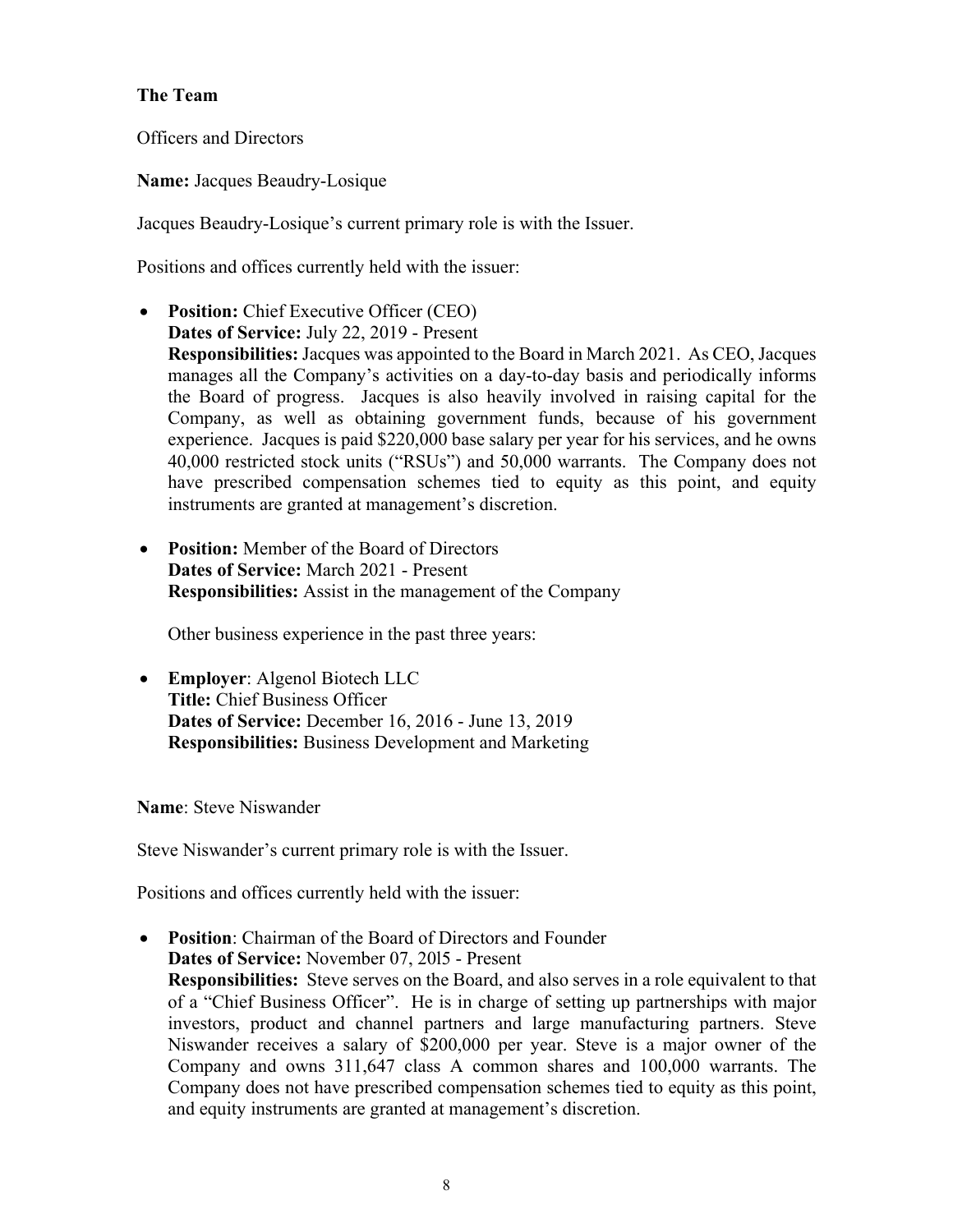**The Team**

Officers and Directors

**Name:** Jacques Beaudry-Losique

Jacques Beaudry-Losique's current primary role is with the Issuer.

Positions and offices currently held with the issuer:

- **Position:** Chief Executive Officer (CEO)
  **Dates of Service:** July 22, 2019 - Present
  **Responsibilities:** Jacques was appointed to the Board in March 2021. As CEO, Jacques manages all the Company's activities on a day-to-day basis and periodically informs the Board of progress. Jacques is also heavily involved in raising capital for the Company, as well as obtaining government funds, because of his government experience. Jacques is paid $220,000 base salary per year for his services, and he owns 40,000 restricted stock units ("RSUs") and 50,000 warrants. The Company does not have prescribed compensation schemes tied to equity as this point, and equity instruments are granted at management's discretion.

- **Position:** Member of the Board of Directors
  **Dates of Service:** March 2021 - Present
  **Responsibilities:** Assist in the management of the Company

  Other business experience in the past three years:

- **Employer**: Algenol Biotech LLC
  **Title:** Chief Business Officer
  **Dates of Service:** December 16, 2016 - June 13, 2019
  **Responsibilities:** Business Development and Marketing

**Name**: Steve Niswander

Steve Niswander's current primary role is with the Issuer.

Positions and offices currently held with the issuer:

- **Position**: Chairman of the Board of Directors and Founder
  **Dates of Service:** November 07, 20l5 - Present
  **Responsibilities:** Steve serves on the Board, and also serves in a role equivalent to that of a "Chief Business Officer". He is in charge of setting up partnerships with major investors, product and channel partners and large manufacturing partners. Steve Niswander receives a salary of $200,000 per year. Steve is a major owner of the Company and owns 311,647 class A common shares and 100,000 warrants. The Company does not have prescribed compensation schemes tied to equity as this point, and equity instruments are granted at management's discretion.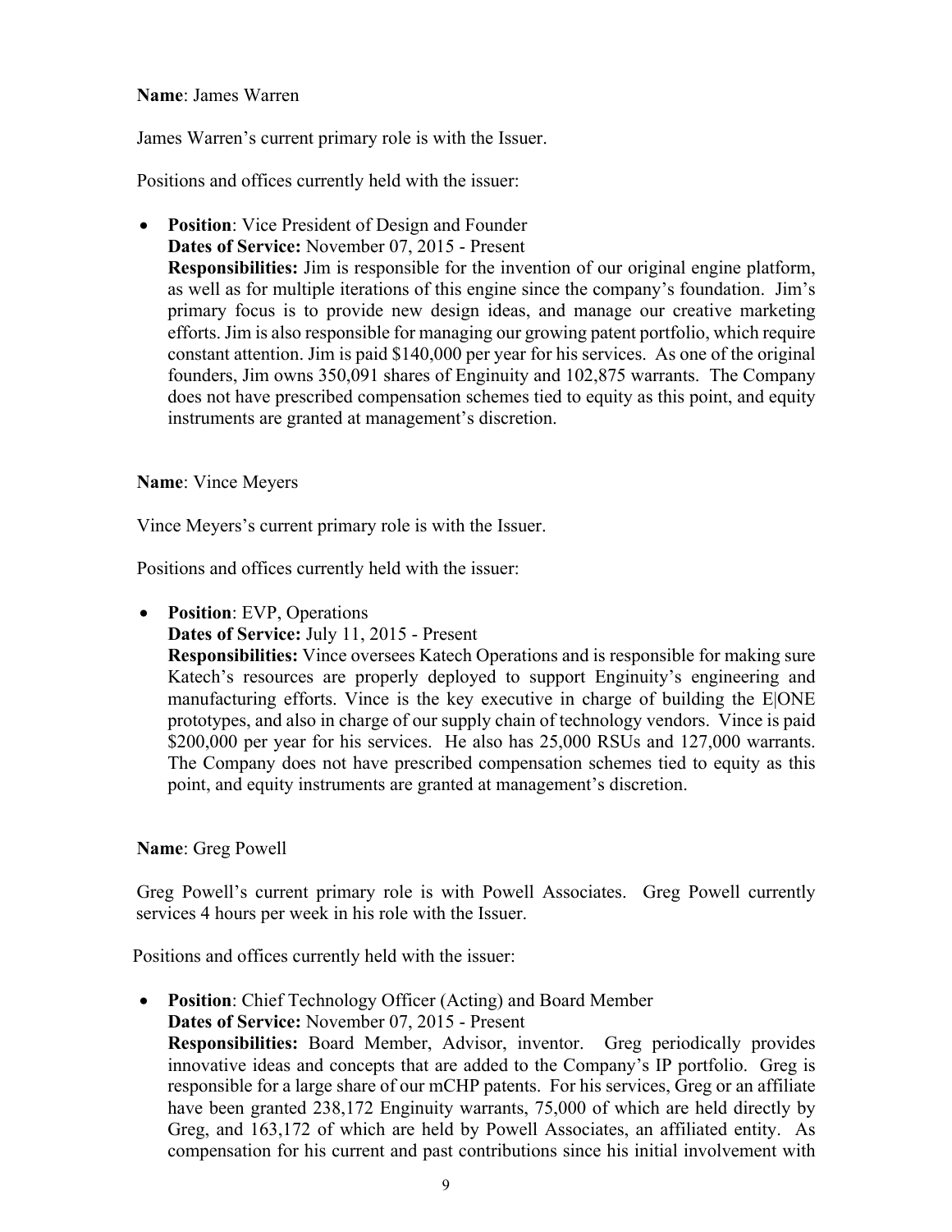**Name**: James Warren

James Warren's current primary role is with the Issuer.

Positions and offices currently held with the issuer:

- **Position**: Vice President of Design and Founder
  **Dates of Service:** November 07, 2015 - Present
  **Responsibilities:** Jim is responsible for the invention of our original engine platform, as well as for multiple iterations of this engine since the company's foundation. Jim's primary focus is to provide new design ideas, and manage our creative marketing efforts. Jim is also responsible for managing our growing patent portfolio, which require constant attention. Jim is paid $140,000 per year for his services. As one of the original founders, Jim owns 350,091 shares of Enginuity and 102,875 warrants. The Company does not have prescribed compensation schemes tied to equity as this point, and equity instruments are granted at management's discretion.

**Name**: Vince Meyers

Vince Meyers's current primary role is with the Issuer.

Positions and offices currently held with the issuer:

- **Position**: EVP, Operations
  **Dates of Service:** July 11, 2015 - Present
  **Responsibilities:** Vince oversees Katech Operations and is responsible for making sure Katech's resources are properly deployed to support Enginuity's engineering and manufacturing efforts. Vince is the key executive in charge of building the E|ONE prototypes, and also in charge of our supply chain of technology vendors. Vince is paid $200,000 per year for his services. He also has 25,000 RSUs and 127,000 warrants. The Company does not have prescribed compensation schemes tied to equity as this point, and equity instruments are granted at management's discretion.

**Name**: Greg Powell

Greg Powell's current primary role is with Powell Associates. Greg Powell currently services 4 hours per week in his role with the Issuer.

Positions and offices currently held with the issuer:

- **Position**: Chief Technology Officer (Acting) and Board Member
  **Dates of Service:** November 07, 2015 - Present
  **Responsibilities:** Board Member, Advisor, inventor. Greg periodically provides innovative ideas and concepts that are added to the Company's IP portfolio. Greg is responsible for a large share of our mCHP patents. For his services, Greg or an affiliate have been granted 238,172 Enginuity warrants, 75,000 of which are held directly by Greg, and 163,172 of which are held by Powell Associates, an affiliated entity. As compensation for his current and past contributions since his initial involvement with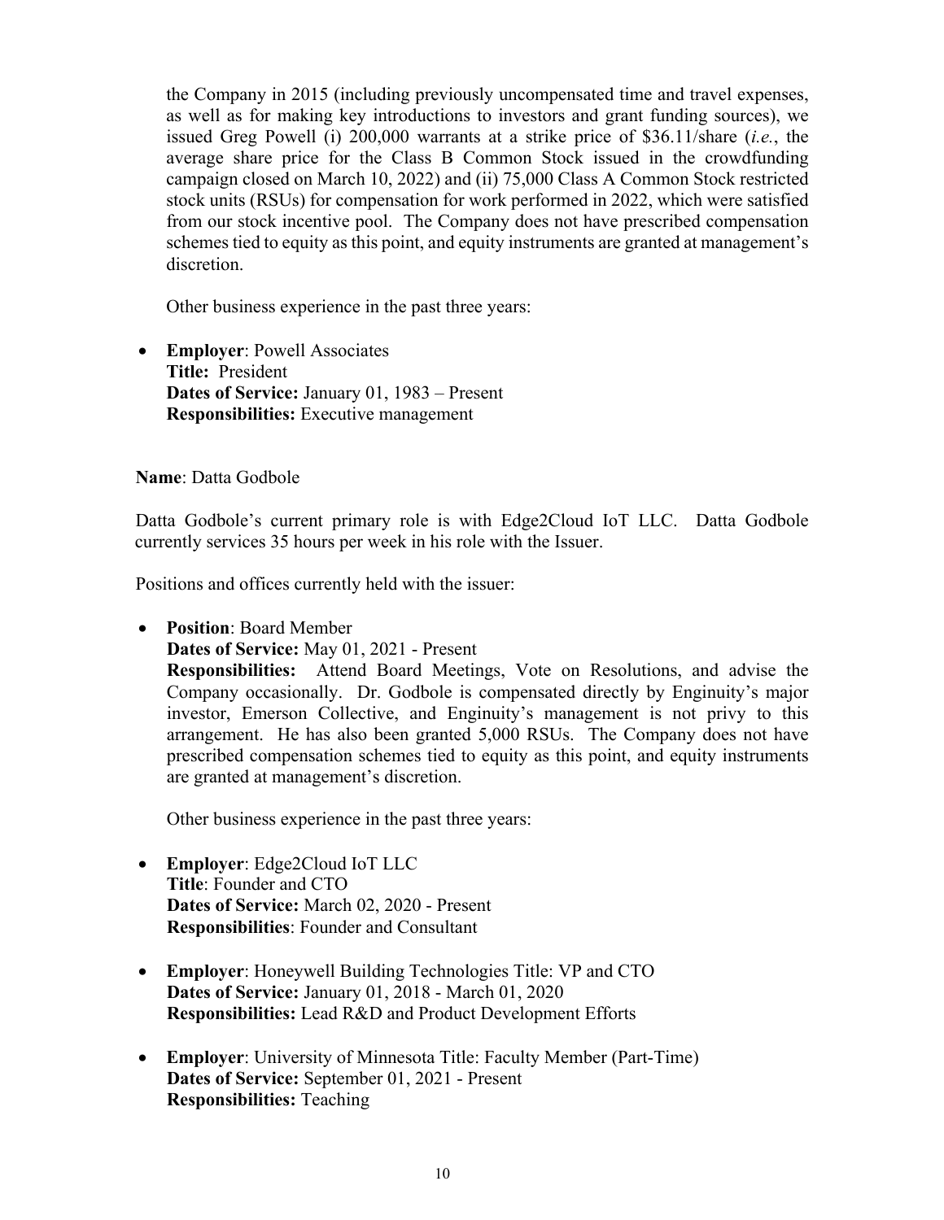the Company in 2015 (including previously uncompensated time and travel expenses, as well as for making key introductions to investors and grant funding sources), we issued Greg Powell (i) 200,000 warrants at a strike price of $36.11/share (*i.e.*, the average share price for the Class B Common Stock issued in the crowdfunding campaign closed on March 10, 2022) and (ii) 75,000 Class A Common Stock restricted stock units (RSUs) for compensation for work performed in 2022, which were satisfied from our stock incentive pool. The Company does not have prescribed compensation schemes tied to equity as this point, and equity instruments are granted at management's discretion.

Other business experience in the past three years:

- **Employer**: Powell Associates
  **Title:** President
  **Dates of Service:** January 01, 1983 – Present
  **Responsibilities:** Executive management

**Name**: Datta Godbole

Datta Godbole's current primary role is with Edge2Cloud IoT LLC. Datta Godbole currently services 35 hours per week in his role with the Issuer.

Positions and offices currently held with the issuer:

- **Position**: Board Member
  **Dates of Service:** May 01, 2021 - Present
  **Responsibilities:** Attend Board Meetings, Vote on Resolutions, and advise the Company occasionally. Dr. Godbole is compensated directly by Enginuity's major investor, Emerson Collective, and Enginuity's management is not privy to this arrangement. He has also been granted 5,000 RSUs. The Company does not have prescribed compensation schemes tied to equity as this point, and equity instruments are granted at management's discretion.

Other business experience in the past three years:

- **Employer**: Edge2Cloud IoT LLC
  **Title**: Founder and CTO
  **Dates of Service:** March 02, 2020 - Present
  **Responsibilities**: Founder and Consultant

- **Employer**: Honeywell Building Technologies Title: VP and CTO
  **Dates of Service:** January 01, 2018 - March 01, 2020
  **Responsibilities:** Lead R&D and Product Development Efforts

- **Employer**: University of Minnesota Title: Faculty Member (Part-Time)
  **Dates of Service:** September 01, 2021 - Present
  **Responsibilities:** Teaching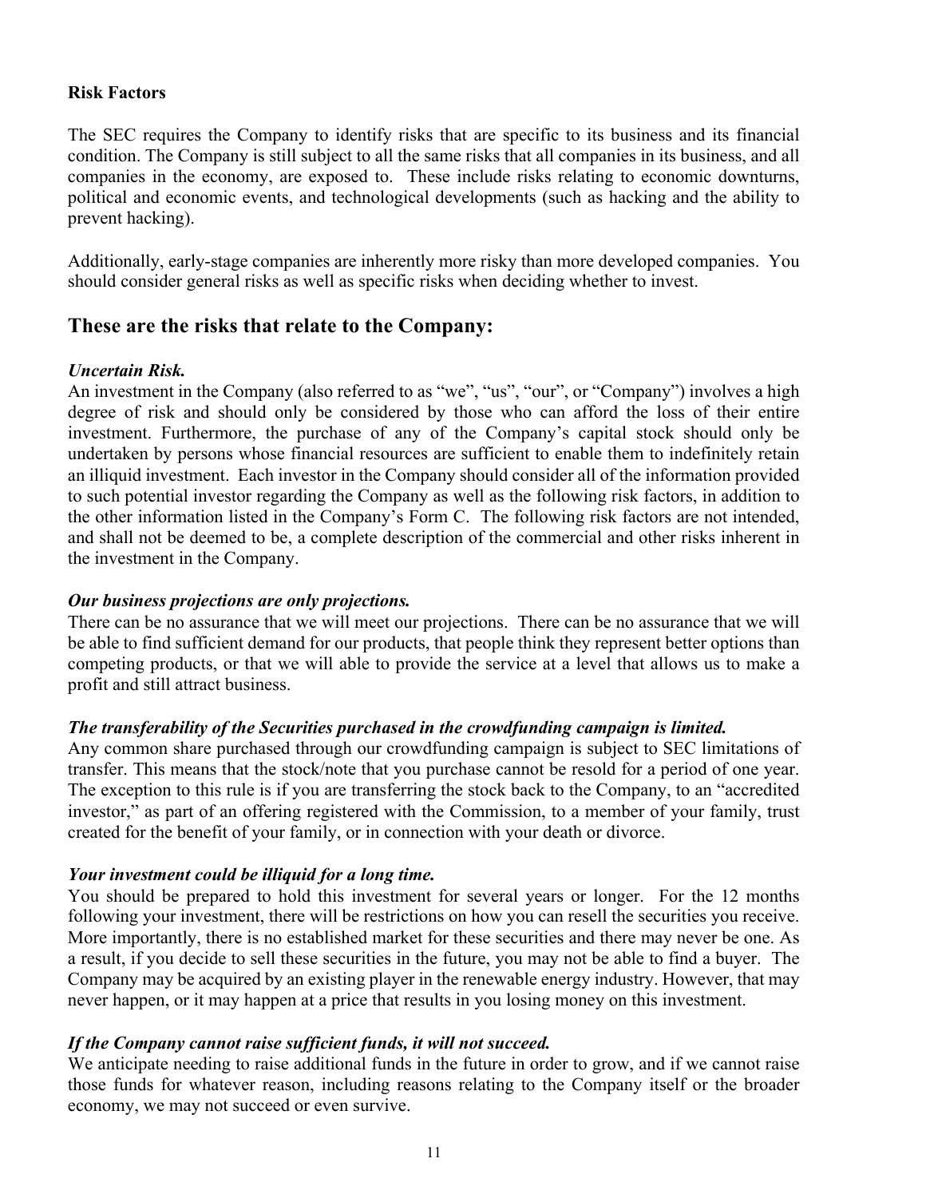**Risk Factors**

The SEC requires the Company to identify risks that are specific to its business and its financial condition. The Company is still subject to all the same risks that all companies in its business, and all companies in the economy, are exposed to. These include risks relating to economic downturns, political and economic events, and technological developments (such as hacking and the ability to prevent hacking).

Additionally, early-stage companies are inherently more risky than more developed companies. You should consider general risks as well as specific risks when deciding whether to invest.

## These are the risks that relate to the Company:

***Uncertain Risk.***
An investment in the Company (also referred to as "we", "us", "our", or "Company") involves a high degree of risk and should only be considered by those who can afford the loss of their entire investment. Furthermore, the purchase of any of the Company's capital stock should only be undertaken by persons whose financial resources are sufficient to enable them to indefinitely retain an illiquid investment. Each investor in the Company should consider all of the information provided to such potential investor regarding the Company as well as the following risk factors, in addition to the other information listed in the Company's Form C. The following risk factors are not intended, and shall not be deemed to be, a complete description of the commercial and other risks inherent in the investment in the Company.

***Our business projections are only projections.***
There can be no assurance that we will meet our projections. There can be no assurance that we will be able to find sufficient demand for our products, that people think they represent better options than competing products, or that we will able to provide the service at a level that allows us to make a profit and still attract business.

***The transferability of the Securities purchased in the crowdfunding campaign is limited.***
Any common share purchased through our crowdfunding campaign is subject to SEC limitations of transfer. This means that the stock/note that you purchase cannot be resold for a period of one year. The exception to this rule is if you are transferring the stock back to the Company, to an "accredited investor," as part of an offering registered with the Commission, to a member of your family, trust created for the benefit of your family, or in connection with your death or divorce.

***Your investment could be illiquid for a long time.***
You should be prepared to hold this investment for several years or longer. For the 12 months following your investment, there will be restrictions on how you can resell the securities you receive. More importantly, there is no established market for these securities and there may never be one. As a result, if you decide to sell these securities in the future, you may not be able to find a buyer. The Company may be acquired by an existing player in the renewable energy industry. However, that may never happen, or it may happen at a price that results in you losing money on this investment.

***If the Company cannot raise sufficient funds, it will not succeed.***
We anticipate needing to raise additional funds in the future in order to grow, and if we cannot raise those funds for whatever reason, including reasons relating to the Company itself or the broader economy, we may not succeed or even survive.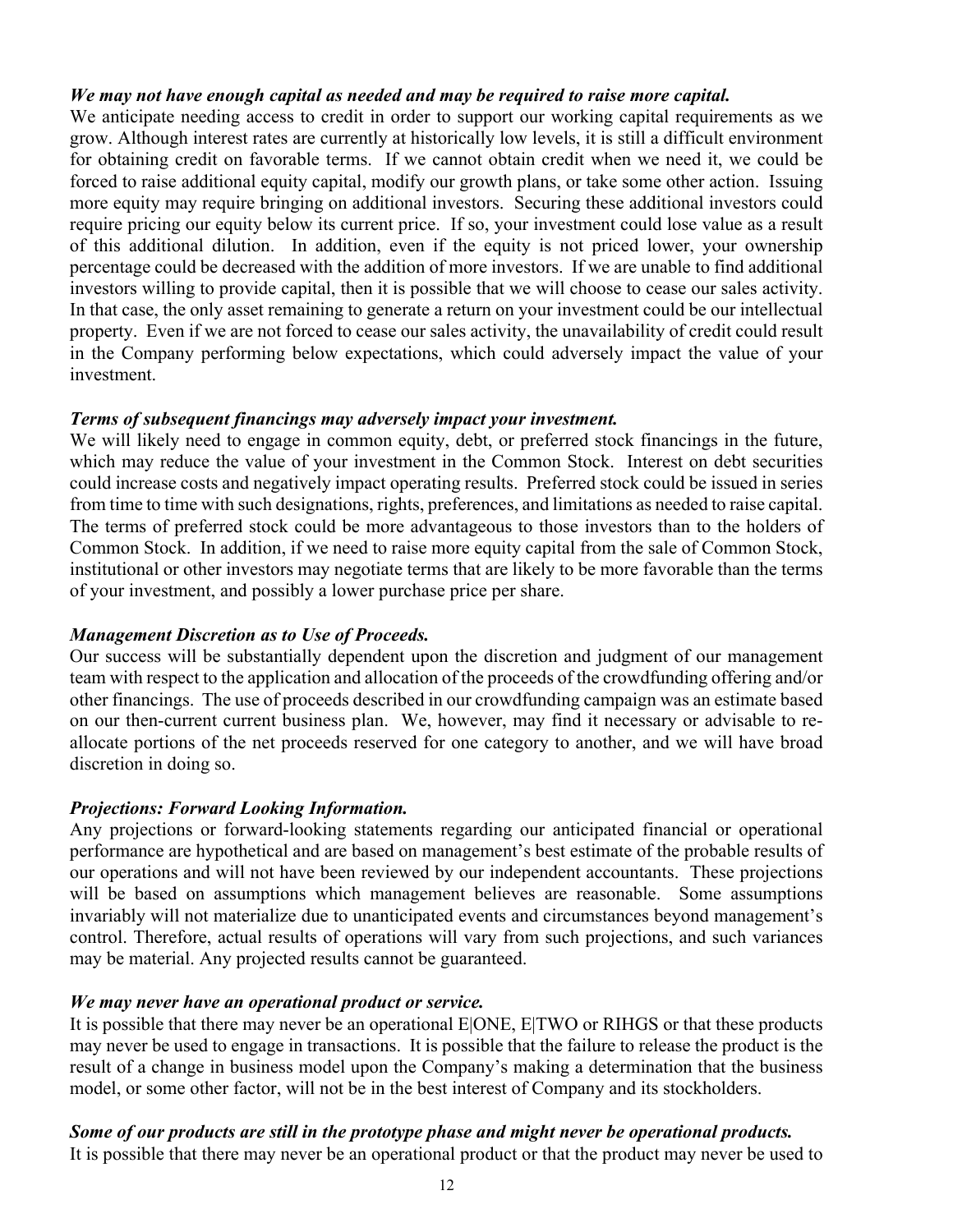***We may not have enough capital as needed and may be required to raise more capital.***

We anticipate needing access to credit in order to support our working capital requirements as we grow. Although interest rates are currently at historically low levels, it is still a difficult environment for obtaining credit on favorable terms. If we cannot obtain credit when we need it, we could be forced to raise additional equity capital, modify our growth plans, or take some other action. Issuing more equity may require bringing on additional investors. Securing these additional investors could require pricing our equity below its current price. If so, your investment could lose value as a result of this additional dilution. In addition, even if the equity is not priced lower, your ownership percentage could be decreased with the addition of more investors. If we are unable to find additional investors willing to provide capital, then it is possible that we will choose to cease our sales activity. In that case, the only asset remaining to generate a return on your investment could be our intellectual property. Even if we are not forced to cease our sales activity, the unavailability of credit could result in the Company performing below expectations, which could adversely impact the value of your investment.

***Terms of subsequent financings may adversely impact your investment.***

We will likely need to engage in common equity, debt, or preferred stock financings in the future, which may reduce the value of your investment in the Common Stock. Interest on debt securities could increase costs and negatively impact operating results. Preferred stock could be issued in series from time to time with such designations, rights, preferences, and limitations as needed to raise capital. The terms of preferred stock could be more advantageous to those investors than to the holders of Common Stock. In addition, if we need to raise more equity capital from the sale of Common Stock, institutional or other investors may negotiate terms that are likely to be more favorable than the terms of your investment, and possibly a lower purchase price per share.

***Management Discretion as to Use of Proceeds.***

Our success will be substantially dependent upon the discretion and judgment of our management team with respect to the application and allocation of the proceeds of the crowdfunding offering and/or other financings. The use of proceeds described in our crowdfunding campaign was an estimate based on our then-current current business plan. We, however, may find it necessary or advisable to re-allocate portions of the net proceeds reserved for one category to another, and we will have broad discretion in doing so.

***Projections: Forward Looking Information.***

Any projections or forward-looking statements regarding our anticipated financial or operational performance are hypothetical and are based on management's best estimate of the probable results of our operations and will not have been reviewed by our independent accountants. These projections will be based on assumptions which management believes are reasonable. Some assumptions invariably will not materialize due to unanticipated events and circumstances beyond management's control. Therefore, actual results of operations will vary from such projections, and such variances may be material. Any projected results cannot be guaranteed.

***We may never have an operational product or service.***

It is possible that there may never be an operational E|ONE, E|TWO or RIHGS or that these products may never be used to engage in transactions. It is possible that the failure to release the product is the result of a change in business model upon the Company's making a determination that the business model, or some other factor, will not be in the best interest of Company and its stockholders.

***Some of our products are still in the prototype phase and might never be operational products.***

It is possible that there may never be an operational product or that the product may never be used to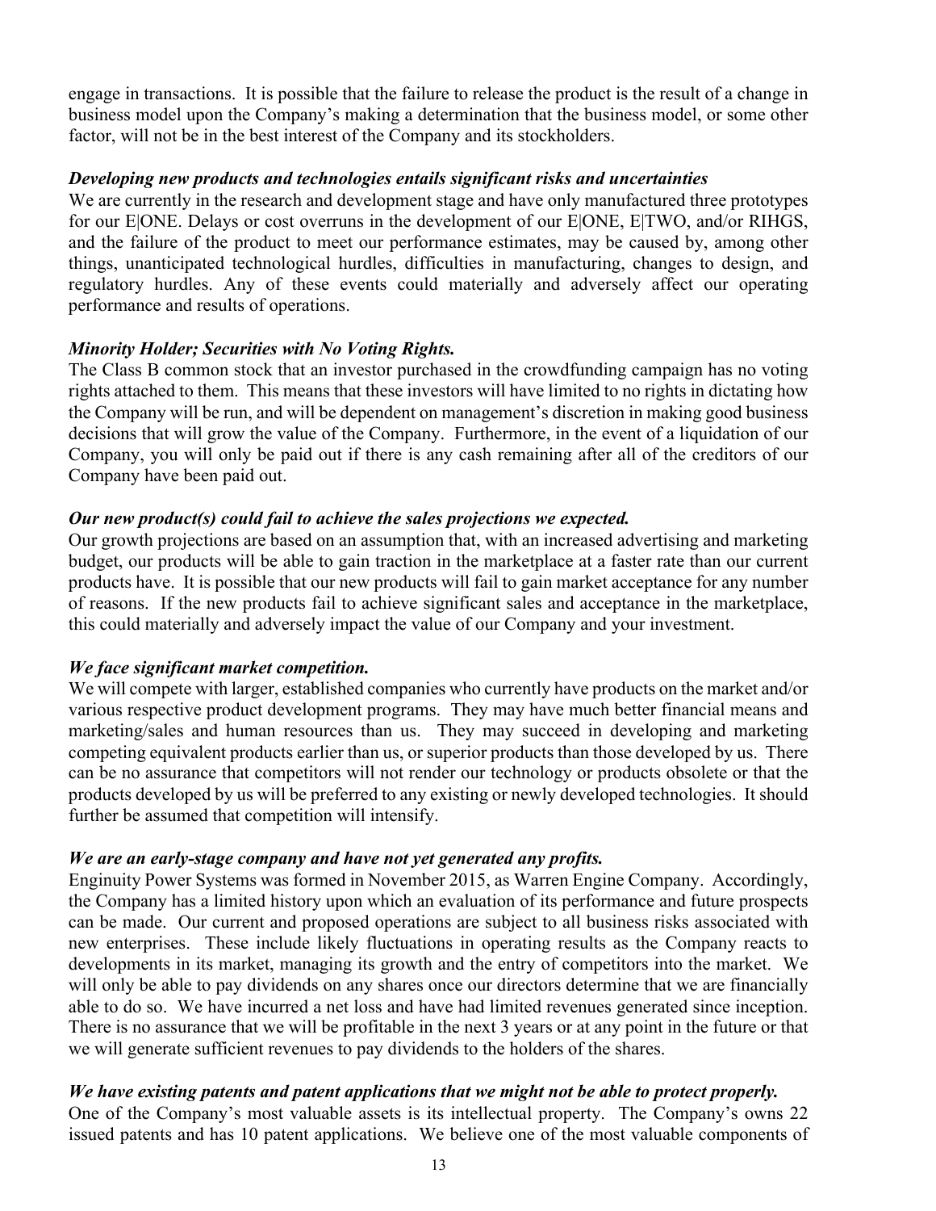engage in transactions. It is possible that the failure to release the product is the result of a change in business model upon the Company's making a determination that the business model, or some other factor, will not be in the best interest of the Company and its stockholders.

***Developing new products and technologies entails significant risks and uncertainties***

We are currently in the research and development stage and have only manufactured three prototypes for our E|ONE. Delays or cost overruns in the development of our E|ONE, E|TWO, and/or RIHGS, and the failure of the product to meet our performance estimates, may be caused by, among other things, unanticipated technological hurdles, difficulties in manufacturing, changes to design, and regulatory hurdles. Any of these events could materially and adversely affect our operating performance and results of operations.

***Minority Holder; Securities with No Voting Rights.***

The Class B common stock that an investor purchased in the crowdfunding campaign has no voting rights attached to them. This means that these investors will have limited to no rights in dictating how the Company will be run, and will be dependent on management's discretion in making good business decisions that will grow the value of the Company. Furthermore, in the event of a liquidation of our Company, you will only be paid out if there is any cash remaining after all of the creditors of our Company have been paid out.

***Our new product(s) could fail to achieve the sales projections we expected.***

Our growth projections are based on an assumption that, with an increased advertising and marketing budget, our products will be able to gain traction in the marketplace at a faster rate than our current products have. It is possible that our new products will fail to gain market acceptance for any number of reasons. If the new products fail to achieve significant sales and acceptance in the marketplace, this could materially and adversely impact the value of our Company and your investment.

***We face significant market competition.***

We will compete with larger, established companies who currently have products on the market and/or various respective product development programs. They may have much better financial means and marketing/sales and human resources than us. They may succeed in developing and marketing competing equivalent products earlier than us, or superior products than those developed by us. There can be no assurance that competitors will not render our technology or products obsolete or that the products developed by us will be preferred to any existing or newly developed technologies. It should further be assumed that competition will intensify.

***We are an early-stage company and have not yet generated any profits.***

Enginuity Power Systems was formed in November 2015, as Warren Engine Company. Accordingly, the Company has a limited history upon which an evaluation of its performance and future prospects can be made. Our current and proposed operations are subject to all business risks associated with new enterprises. These include likely fluctuations in operating results as the Company reacts to developments in its market, managing its growth and the entry of competitors into the market. We will only be able to pay dividends on any shares once our directors determine that we are financially able to do so. We have incurred a net loss and have had limited revenues generated since inception. There is no assurance that we will be profitable in the next 3 years or at any point in the future or that we will generate sufficient revenues to pay dividends to the holders of the shares.

***We have existing patents and patent applications that we might not be able to protect properly.***

One of the Company's most valuable assets is its intellectual property. The Company's owns 22 issued patents and has 10 patent applications. We believe one of the most valuable components of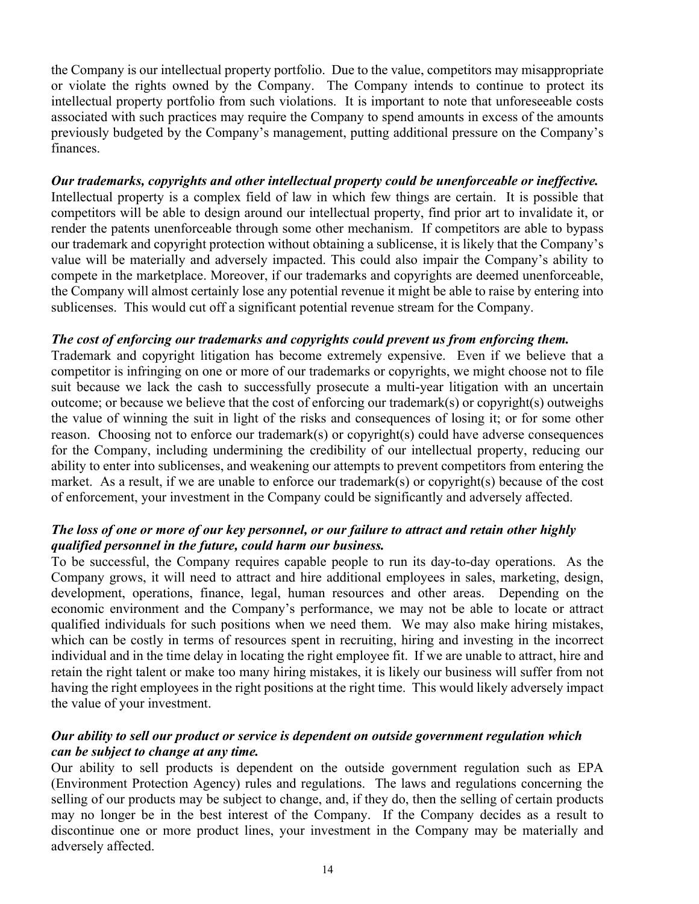the Company is our intellectual property portfolio. Due to the value, competitors may misappropriate or violate the rights owned by the Company. The Company intends to continue to protect its intellectual property portfolio from such violations. It is important to note that unforeseeable costs associated with such practices may require the Company to spend amounts in excess of the amounts previously budgeted by the Company's management, putting additional pressure on the Company's finances.

***Our trademarks, copyrights and other intellectual property could be unenforceable or ineffective.***
Intellectual property is a complex field of law in which few things are certain. It is possible that competitors will be able to design around our intellectual property, find prior art to invalidate it, or render the patents unenforceable through some other mechanism. If competitors are able to bypass our trademark and copyright protection without obtaining a sublicense, it is likely that the Company's value will be materially and adversely impacted. This could also impair the Company's ability to compete in the marketplace. Moreover, if our trademarks and copyrights are deemed unenforceable, the Company will almost certainly lose any potential revenue it might be able to raise by entering into sublicenses. This would cut off a significant potential revenue stream for the Company.

***The cost of enforcing our trademarks and copyrights could prevent us from enforcing them.***
Trademark and copyright litigation has become extremely expensive. Even if we believe that a competitor is infringing on one or more of our trademarks or copyrights, we might choose not to file suit because we lack the cash to successfully prosecute a multi-year litigation with an uncertain outcome; or because we believe that the cost of enforcing our trademark(s) or copyright(s) outweighs the value of winning the suit in light of the risks and consequences of losing it; or for some other reason. Choosing not to enforce our trademark(s) or copyright(s) could have adverse consequences for the Company, including undermining the credibility of our intellectual property, reducing our ability to enter into sublicenses, and weakening our attempts to prevent competitors from entering the market. As a result, if we are unable to enforce our trademark(s) or copyright(s) because of the cost of enforcement, your investment in the Company could be significantly and adversely affected.

***The loss of one or more of our key personnel, or our failure to attract and retain other highly qualified personnel in the future, could harm our business.***
To be successful, the Company requires capable people to run its day-to-day operations. As the Company grows, it will need to attract and hire additional employees in sales, marketing, design, development, operations, finance, legal, human resources and other areas. Depending on the economic environment and the Company's performance, we may not be able to locate or attract qualified individuals for such positions when we need them. We may also make hiring mistakes, which can be costly in terms of resources spent in recruiting, hiring and investing in the incorrect individual and in the time delay in locating the right employee fit. If we are unable to attract, hire and retain the right talent or make too many hiring mistakes, it is likely our business will suffer from not having the right employees in the right positions at the right time. This would likely adversely impact the value of your investment.

***Our ability to sell our product or service is dependent on outside government regulation which can be subject to change at any time.***
Our ability to sell products is dependent on the outside government regulation such as EPA (Environment Protection Agency) rules and regulations. The laws and regulations concerning the selling of our products may be subject to change, and, if they do, then the selling of certain products may no longer be in the best interest of the Company. If the Company decides as a result to discontinue one or more product lines, your investment in the Company may be materially and adversely affected.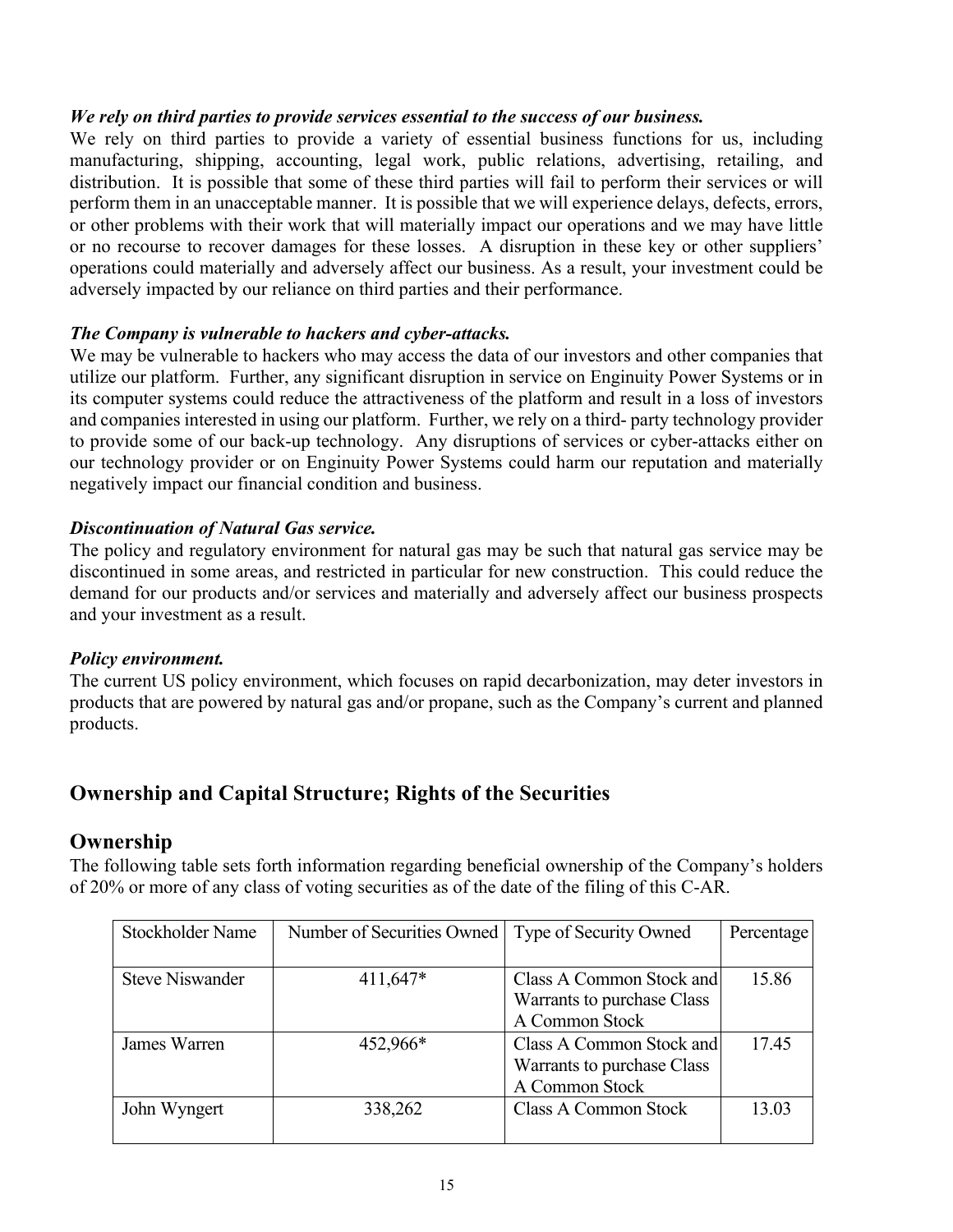***We rely on third parties to provide services essential to the success of our business.***
We rely on third parties to provide a variety of essential business functions for us, including manufacturing, shipping, accounting, legal work, public relations, advertising, retailing, and distribution. It is possible that some of these third parties will fail to perform their services or will perform them in an unacceptable manner. It is possible that we will experience delays, defects, errors, or other problems with their work that will materially impact our operations and we may have little or no recourse to recover damages for these losses. A disruption in these key or other suppliers' operations could materially and adversely affect our business. As a result, your investment could be adversely impacted by our reliance on third parties and their performance.

***The Company is vulnerable to hackers and cyber-attacks.***
We may be vulnerable to hackers who may access the data of our investors and other companies that utilize our platform. Further, any significant disruption in service on Enginuity Power Systems or in its computer systems could reduce the attractiveness of the platform and result in a loss of investors and companies interested in using our platform. Further, we rely on a third- party technology provider to provide some of our back-up technology. Any disruptions of services or cyber-attacks either on our technology provider or on Enginuity Power Systems could harm our reputation and materially negatively impact our financial condition and business.

***Discontinuation of Natural Gas service.***
The policy and regulatory environment for natural gas may be such that natural gas service may be discontinued in some areas, and restricted in particular for new construction. This could reduce the demand for our products and/or services and materially and adversely affect our business prospects and your investment as a result.

***Policy environment.***
The current US policy environment, which focuses on rapid decarbonization, may deter investors in products that are powered by natural gas and/or propane, such as the Company's current and planned products.

## Ownership and Capital Structure; Rights of the Securities

## Ownership

The following table sets forth information regarding beneficial ownership of the Company's holders of 20% or more of any class of voting securities as of the date of the filing of this C-AR.

| Stockholder Name | Number of Securities Owned | Type of Security Owned | Percentage |
|---|---|---|---|
| Steve Niswander | 411,647* | Class A Common Stock and Warrants to purchase Class A Common Stock | 15.86 |
| James Warren | 452,966* | Class A Common Stock and Warrants to purchase Class A Common Stock | 17.45 |
| John Wyngert | 338,262 | Class A Common Stock | 13.03 |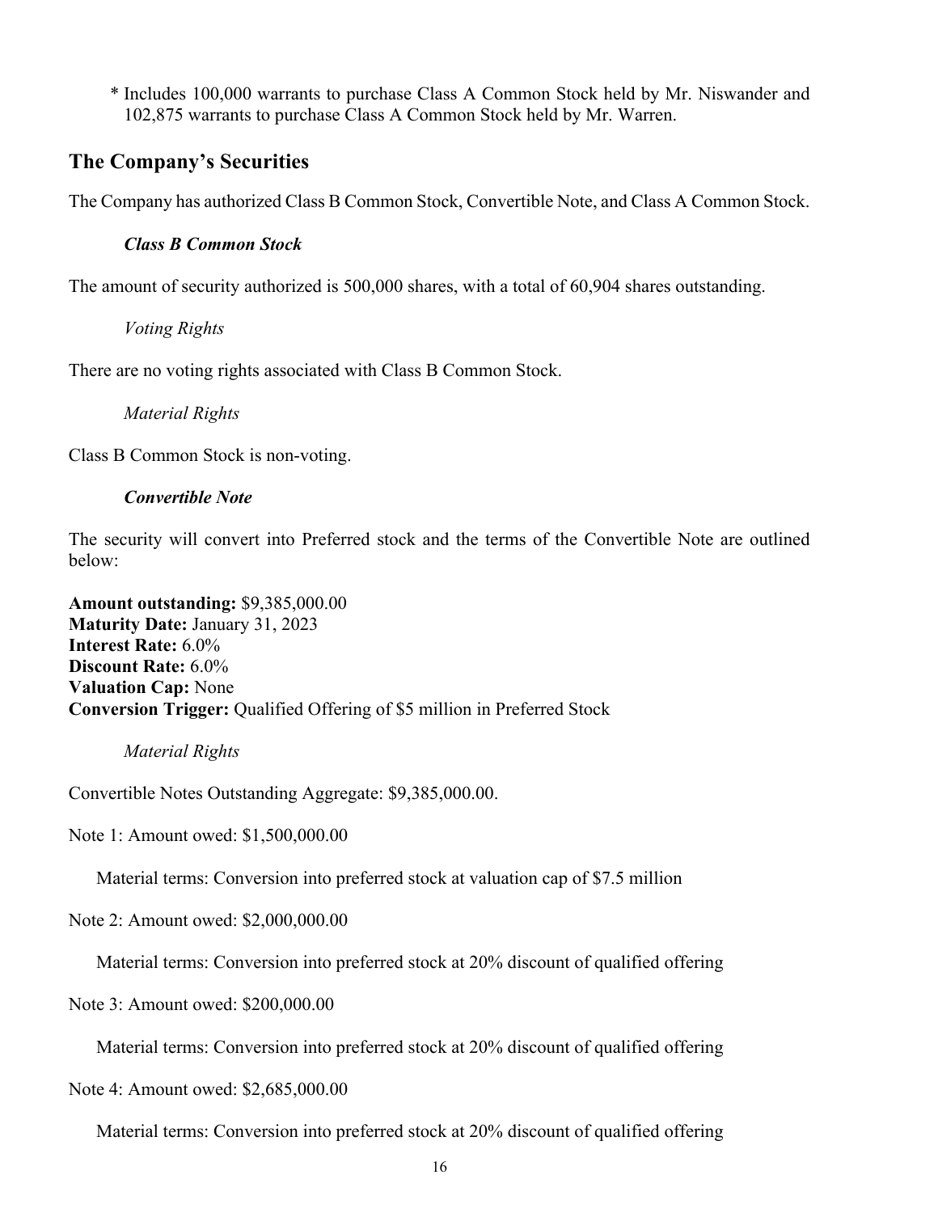\* Includes 100,000 warrants to purchase Class A Common Stock held by Mr. Niswander and 102,875 warrants to purchase Class A Common Stock held by Mr. Warren.

## The Company's Securities

The Company has authorized Class B Common Stock, Convertible Note, and Class A Common Stock.

### *Class B Common Stock*

The amount of security authorized is 500,000 shares, with a total of 60,904 shares outstanding.

*Voting Rights*

There are no voting rights associated with Class B Common Stock.

*Material Rights*

Class B Common Stock is non-voting.

### *Convertible Note*

The security will convert into Preferred stock and the terms of the Convertible Note are outlined below:

**Amount outstanding:** $9,385,000.00
**Maturity Date:** January 31, 2023
**Interest Rate:** 6.0%
**Discount Rate:** 6.0%
**Valuation Cap:** None
**Conversion Trigger:** Qualified Offering of $5 million in Preferred Stock

*Material Rights*

Convertible Notes Outstanding Aggregate: $9,385,000.00.

Note 1: Amount owed: $1,500,000.00

Material terms: Conversion into preferred stock at valuation cap of $7.5 million

Note 2: Amount owed: $2,000,000.00

Material terms: Conversion into preferred stock at 20% discount of qualified offering

Note 3: Amount owed: $200,000.00

Material terms: Conversion into preferred stock at 20% discount of qualified offering

Note 4: Amount owed: $2,685,000.00

Material terms: Conversion into preferred stock at 20% discount of qualified offering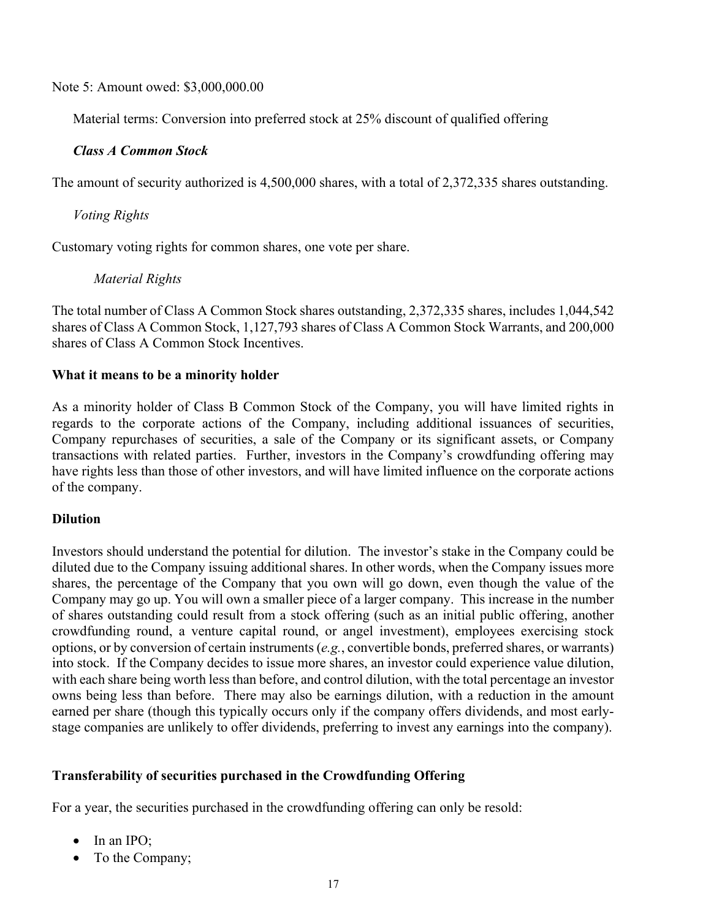Note 5: Amount owed: $3,000,000.00

Material terms: Conversion into preferred stock at 25% discount of qualified offering

***Class A Common Stock***

The amount of security authorized is 4,500,000 shares, with a total of 2,372,335 shares outstanding.

*Voting Rights*

Customary voting rights for common shares, one vote per share.

*Material Rights*

The total number of Class A Common Stock shares outstanding, 2,372,335 shares, includes 1,044,542 shares of Class A Common Stock, 1,127,793 shares of Class A Common Stock Warrants, and 200,000 shares of Class A Common Stock Incentives.

**What it means to be a minority holder**

As a minority holder of Class B Common Stock of the Company, you will have limited rights in regards to the corporate actions of the Company, including additional issuances of securities, Company repurchases of securities, a sale of the Company or its significant assets, or Company transactions with related parties. Further, investors in the Company's crowdfunding offering may have rights less than those of other investors, and will have limited influence on the corporate actions of the company.

**Dilution**

Investors should understand the potential for dilution. The investor's stake in the Company could be diluted due to the Company issuing additional shares. In other words, when the Company issues more shares, the percentage of the Company that you own will go down, even though the value of the Company may go up. You will own a smaller piece of a larger company. This increase in the number of shares outstanding could result from a stock offering (such as an initial public offering, another crowdfunding round, a venture capital round, or angel investment), employees exercising stock options, or by conversion of certain instruments (*e.g.*, convertible bonds, preferred shares, or warrants) into stock. If the Company decides to issue more shares, an investor could experience value dilution, with each share being worth less than before, and control dilution, with the total percentage an investor owns being less than before. There may also be earnings dilution, with a reduction in the amount earned per share (though this typically occurs only if the company offers dividends, and most early-stage companies are unlikely to offer dividends, preferring to invest any earnings into the company).

**Transferability of securities purchased in the Crowdfunding Offering**

For a year, the securities purchased in the crowdfunding offering can only be resold:

- In an IPO;
- To the Company;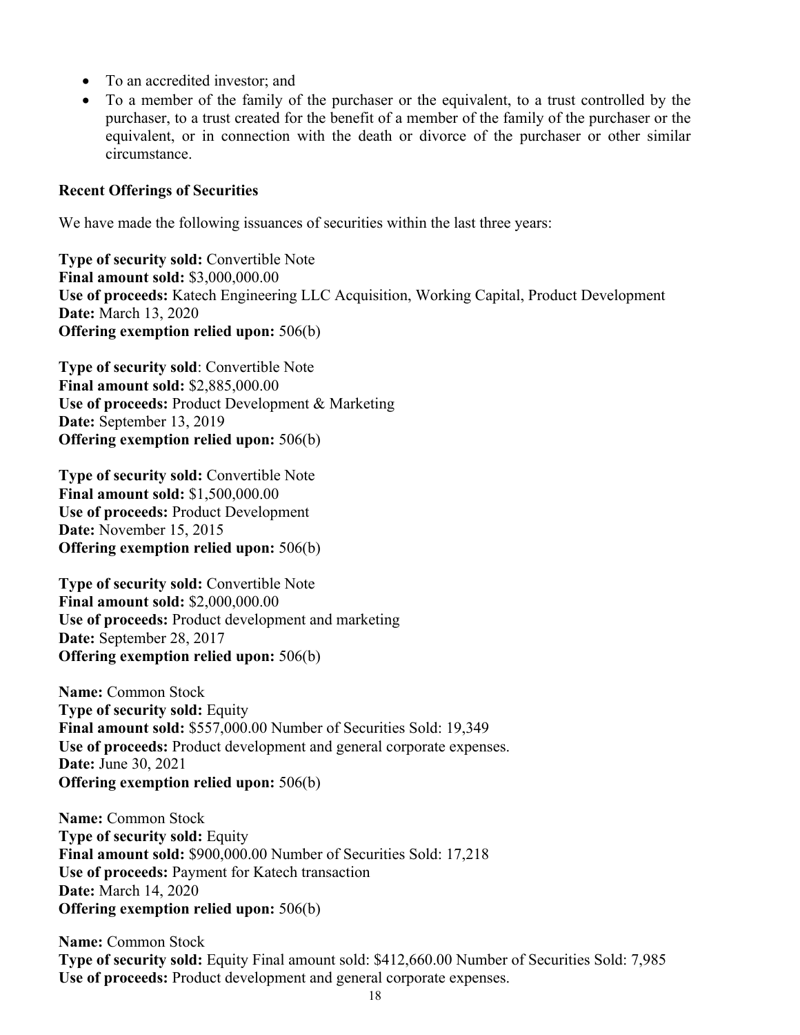- To an accredited investor; and
- To a member of the family of the purchaser or the equivalent, to a trust controlled by the purchaser, to a trust created for the benefit of a member of the family of the purchaser or the equivalent, or in connection with the death or divorce of the purchaser or other similar circumstance.

**Recent Offerings of Securities**

We have made the following issuances of securities within the last three years:

**Type of security sold:** Convertible Note
**Final amount sold:** $3,000,000.00
**Use of proceeds:** Katech Engineering LLC Acquisition, Working Capital, Product Development
**Date:** March 13, 2020
**Offering exemption relied upon:** 506(b)

**Type of security sold**: Convertible Note
**Final amount sold:** $2,885,000.00
**Use of proceeds:** Product Development & Marketing
**Date:** September 13, 2019
**Offering exemption relied upon:** 506(b)

**Type of security sold:** Convertible Note
**Final amount sold:** $1,500,000.00
**Use of proceeds:** Product Development
**Date:** November 15, 2015
**Offering exemption relied upon:** 506(b)

**Type of security sold:** Convertible Note
**Final amount sold:** $2,000,000.00
**Use of proceeds:** Product development and marketing
**Date:** September 28, 2017
**Offering exemption relied upon:** 506(b)

**Name:** Common Stock
**Type of security sold:** Equity
**Final amount sold:** $557,000.00 Number of Securities Sold: 19,349
**Use of proceeds:** Product development and general corporate expenses.
**Date:** June 30, 2021
**Offering exemption relied upon:** 506(b)

**Name:** Common Stock
**Type of security sold:** Equity
**Final amount sold:** $900,000.00 Number of Securities Sold: 17,218
**Use of proceeds:** Payment for Katech transaction
**Date:** March 14, 2020
**Offering exemption relied upon:** 506(b)

**Name:** Common Stock
**Type of security sold:** Equity Final amount sold: $412,660.00 Number of Securities Sold: 7,985
**Use of proceeds:** Product development and general corporate expenses.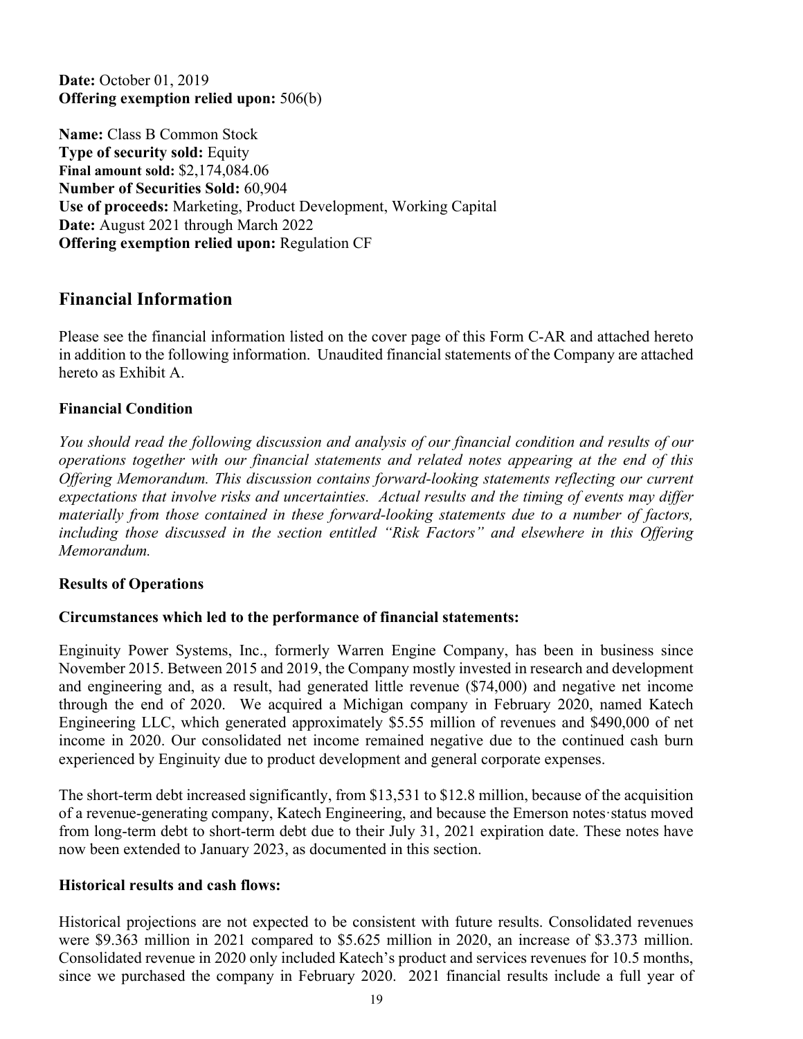**Date:** October 01, 2019
**Offering exemption relied upon:** 506(b)

**Name:** Class B Common Stock
**Type of security sold:** Equity
**Final amount sold:** $2,174,084.06
**Number of Securities Sold:** 60,904
**Use of proceeds:** Marketing, Product Development, Working Capital
**Date:** August 2021 through March 2022
**Offering exemption relied upon:** Regulation CF

## Financial Information

Please see the financial information listed on the cover page of this Form C-AR and attached hereto in addition to the following information. Unaudited financial statements of the Company are attached hereto as Exhibit A.

### Financial Condition

*You should read the following discussion and analysis of our financial condition and results of our operations together with our financial statements and related notes appearing at the end of this Offering Memorandum. This discussion contains forward-looking statements reflecting our current expectations that involve risks and uncertainties. Actual results and the timing of events may differ materially from those contained in these forward-looking statements due to a number of factors, including those discussed in the section entitled "Risk Factors" and elsewhere in this Offering Memorandum.*

### Results of Operations

#### Circumstances which led to the performance of financial statements:

Enginuity Power Systems, Inc., formerly Warren Engine Company, has been in business since November 2015. Between 2015 and 2019, the Company mostly invested in research and development and engineering and, as a result, had generated little revenue ($74,000) and negative net income through the end of 2020. We acquired a Michigan company in February 2020, named Katech Engineering LLC, which generated approximately $5.55 million of revenues and $490,000 of net income in 2020. Our consolidated net income remained negative due to the continued cash burn experienced by Enginuity due to product development and general corporate expenses.

The short-term debt increased significantly, from $13,531 to $12.8 million, because of the acquisition of a revenue-generating company, Katech Engineering, and because the Emerson notes·status moved from long-term debt to short-term debt due to their July 31, 2021 expiration date. These notes have now been extended to January 2023, as documented in this section.

#### Historical results and cash flows:

Historical projections are not expected to be consistent with future results. Consolidated revenues were $9.363 million in 2021 compared to $5.625 million in 2020, an increase of $3.373 million. Consolidated revenue in 2020 only included Katech's product and services revenues for 10.5 months, since we purchased the company in February 2020. 2021 financial results include a full year of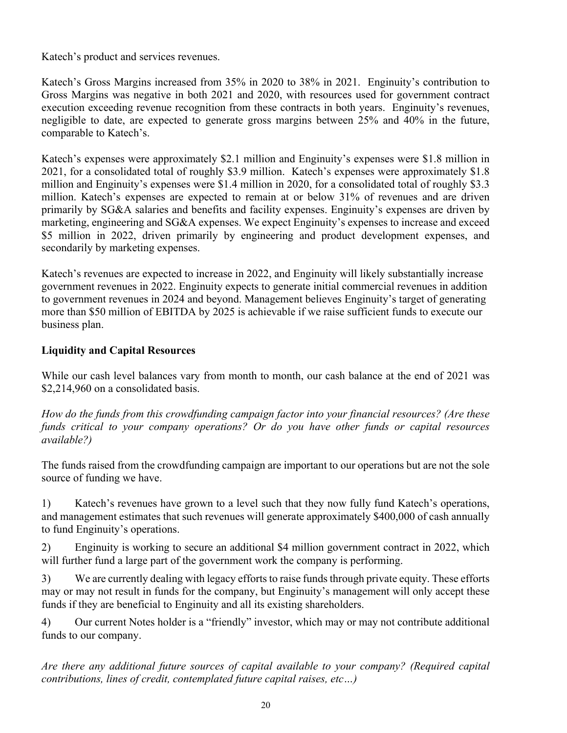Katech's product and services revenues.

Katech's Gross Margins increased from 35% in 2020 to 38% in 2021. Enginuity's contribution to Gross Margins was negative in both 2021 and 2020, with resources used for government contract execution exceeding revenue recognition from these contracts in both years. Enginuity's revenues, negligible to date, are expected to generate gross margins between 25% and 40% in the future, comparable to Katech's.

Katech's expenses were approximately $2.1 million and Enginuity's expenses were $1.8 million in 2021, for a consolidated total of roughly $3.9 million. Katech's expenses were approximately $1.8 million and Enginuity's expenses were $1.4 million in 2020, for a consolidated total of roughly $3.3 million. Katech's expenses are expected to remain at or below 31% of revenues and are driven primarily by SG&A salaries and benefits and facility expenses. Enginuity's expenses are driven by marketing, engineering and SG&A expenses. We expect Enginuity's expenses to increase and exceed $5 million in 2022, driven primarily by engineering and product development expenses, and secondarily by marketing expenses.

Katech's revenues are expected to increase in 2022, and Enginuity will likely substantially increase government revenues in 2022. Enginuity expects to generate initial commercial revenues in addition to government revenues in 2024 and beyond. Management believes Enginuity's target of generating more than $50 million of EBITDA by 2025 is achievable if we raise sufficient funds to execute our business plan.

## Liquidity and Capital Resources

While our cash level balances vary from month to month, our cash balance at the end of 2021 was $2,214,960 on a consolidated basis.

*How do the funds from this crowdfunding campaign factor into your financial resources? (Are these funds critical to your company operations? Or do you have other funds or capital resources available?)*

The funds raised from the crowdfunding campaign are important to our operations but are not the sole source of funding we have.

1) Katech's revenues have grown to a level such that they now fully fund Katech's operations, and management estimates that such revenues will generate approximately $400,000 of cash annually to fund Enginuity's operations.

2) Enginuity is working to secure an additional $4 million government contract in 2022, which will further fund a large part of the government work the company is performing.

3) We are currently dealing with legacy efforts to raise funds through private equity. These efforts may or may not result in funds for the company, but Enginuity's management will only accept these funds if they are beneficial to Enginuity and all its existing shareholders.

4) Our current Notes holder is a "friendly" investor, which may or may not contribute additional funds to our company.

*Are there any additional future sources of capital available to your company? (Required capital contributions, lines of credit, contemplated future capital raises, etc…)*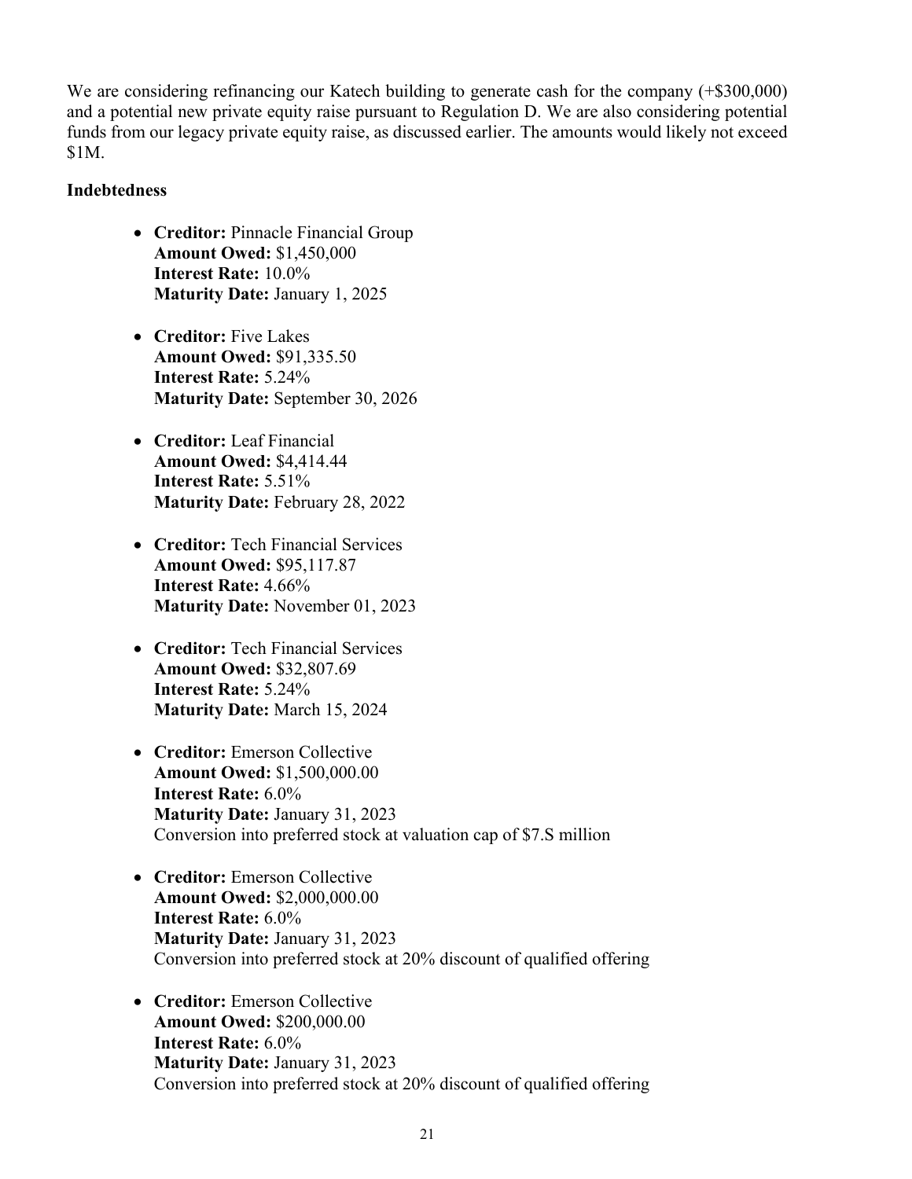We are considering refinancing our Katech building to generate cash for the company (+$300,000) and a potential new private equity raise pursuant to Regulation D. We are also considering potential funds from our legacy private equity raise, as discussed earlier. The amounts would likely not exceed $1M.

**Indebtedness**

- **Creditor:** Pinnacle Financial Group
  **Amount Owed:** $1,450,000
  **Interest Rate:** 10.0%
  **Maturity Date:** January 1, 2025

- **Creditor:** Five Lakes
  **Amount Owed:** $91,335.50
  **Interest Rate:** 5.24%
  **Maturity Date:** September 30, 2026

- **Creditor:** Leaf Financial
  **Amount Owed:** $4,414.44
  **Interest Rate:** 5.51%
  **Maturity Date:** February 28, 2022

- **Creditor:** Tech Financial Services
  **Amount Owed:** $95,117.87
  **Interest Rate:** 4.66%
  **Maturity Date:** November 01, 2023

- **Creditor:** Tech Financial Services
  **Amount Owed:** $32,807.69
  **Interest Rate:** 5.24%
  **Maturity Date:** March 15, 2024

- **Creditor:** Emerson Collective
  **Amount Owed:** $1,500,000.00
  **Interest Rate:** 6.0%
  **Maturity Date:** January 31, 2023
  Conversion into preferred stock at valuation cap of $7.S million

- **Creditor:** Emerson Collective
  **Amount Owed:** $2,000,000.00
  **Interest Rate:** 6.0%
  **Maturity Date:** January 31, 2023
  Conversion into preferred stock at 20% discount of qualified offering

- **Creditor:** Emerson Collective
  **Amount Owed:** $200,000.00
  **Interest Rate:** 6.0%
  **Maturity Date:** January 31, 2023
  Conversion into preferred stock at 20% discount of qualified offering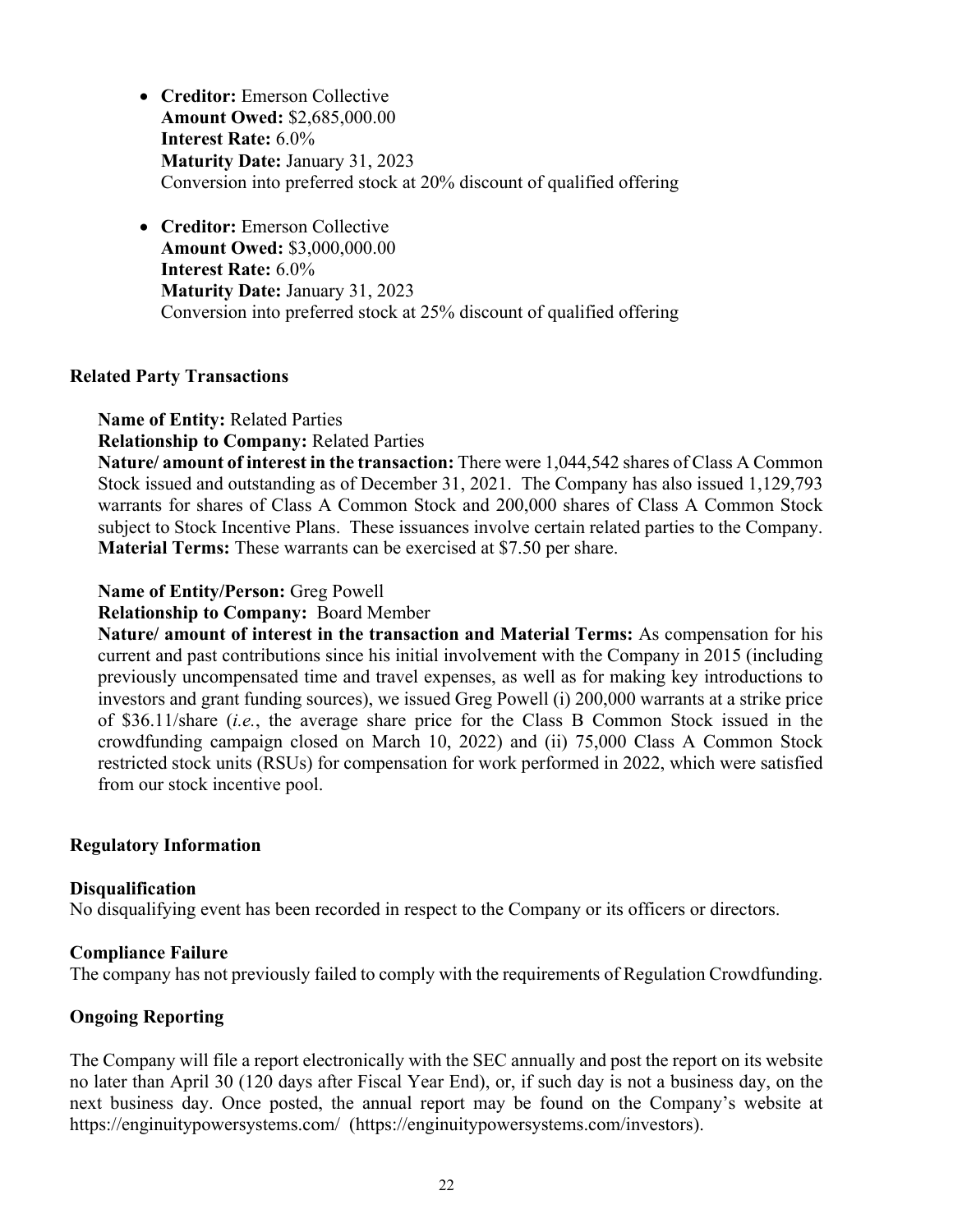- **Creditor:** Emerson Collective
  **Amount Owed:** $2,685,000.00
  **Interest Rate:** 6.0%
  **Maturity Date:** January 31, 2023
  Conversion into preferred stock at 20% discount of qualified offering

- **Creditor:** Emerson Collective
  **Amount Owed:** $3,000,000.00
  **Interest Rate:** 6.0%
  **Maturity Date:** January 31, 2023
  Conversion into preferred stock at 25% discount of qualified offering

### Related Party Transactions

**Name of Entity:** Related Parties
**Relationship to Company:** Related Parties
**Nature/ amount of interest in the transaction:** There were 1,044,542 shares of Class A Common Stock issued and outstanding as of December 31, 2021. The Company has also issued 1,129,793 warrants for shares of Class A Common Stock and 200,000 shares of Class A Common Stock subject to Stock Incentive Plans. These issuances involve certain related parties to the Company.
**Material Terms:** These warrants can be exercised at $7.50 per share.

**Name of Entity/Person:** Greg Powell
**Relationship to Company:** Board Member
**Nature/ amount of interest in the transaction and Material Terms:** As compensation for his current and past contributions since his initial involvement with the Company in 2015 (including previously uncompensated time and travel expenses, as well as for making key introductions to investors and grant funding sources), we issued Greg Powell (i) 200,000 warrants at a strike price of $36.11/share (*i.e.*, the average share price for the Class B Common Stock issued in the crowdfunding campaign closed on March 10, 2022) and (ii) 75,000 Class A Common Stock restricted stock units (RSUs) for compensation for work performed in 2022, which were satisfied from our stock incentive pool.

### Regulatory Information

#### Disqualification

No disqualifying event has been recorded in respect to the Company or its officers or directors.

#### Compliance Failure

The company has not previously failed to comply with the requirements of Regulation Crowdfunding.

### Ongoing Reporting

The Company will file a report electronically with the SEC annually and post the report on its website no later than April 30 (120 days after Fiscal Year End), or, if such day is not a business day, on the next business day. Once posted, the annual report may be found on the Company's website at https://enginuitypowersystems.com/ (https://enginuitypowersystems.com/investors).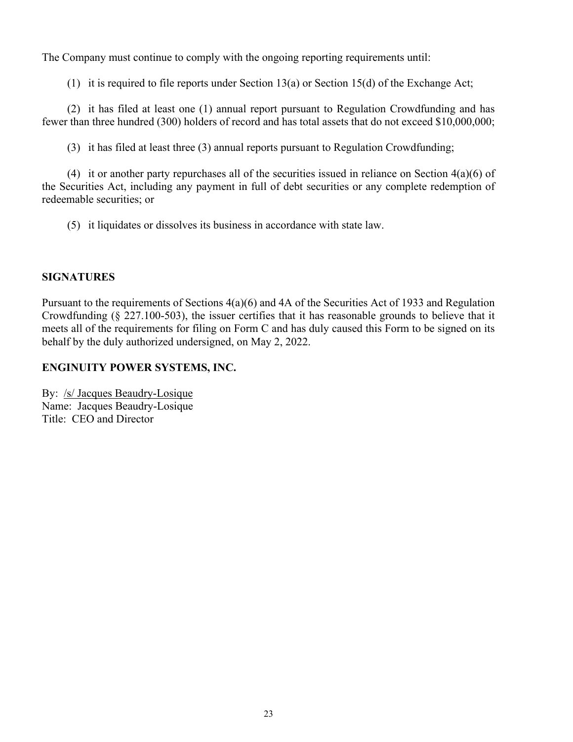The Company must continue to comply with the ongoing reporting requirements until:

(1) it is required to file reports under Section 13(a) or Section 15(d) of the Exchange Act;

(2) it has filed at least one (1) annual report pursuant to Regulation Crowdfunding and has fewer than three hundred (300) holders of record and has total assets that do not exceed $10,000,000;

(3) it has filed at least three (3) annual reports pursuant to Regulation Crowdfunding;

(4) it or another party repurchases all of the securities issued in reliance on Section 4(a)(6) of the Securities Act, including any payment in full of debt securities or any complete redemption of redeemable securities; or

(5) it liquidates or dissolves its business in accordance with state law.

## SIGNATURES

Pursuant to the requirements of Sections 4(a)(6) and 4A of the Securities Act of 1933 and Regulation Crowdfunding (§ 227.100-503), the issuer certifies that it has reasonable grounds to believe that it meets all of the requirements for filing on Form C and has duly caused this Form to be signed on its behalf by the duly authorized undersigned, on May 2, 2022.

**ENGINUITY POWER SYSTEMS, INC.**

By: /s/ Jacques Beaudry-Losique
Name: Jacques Beaudry-Losique
Title: CEO and Director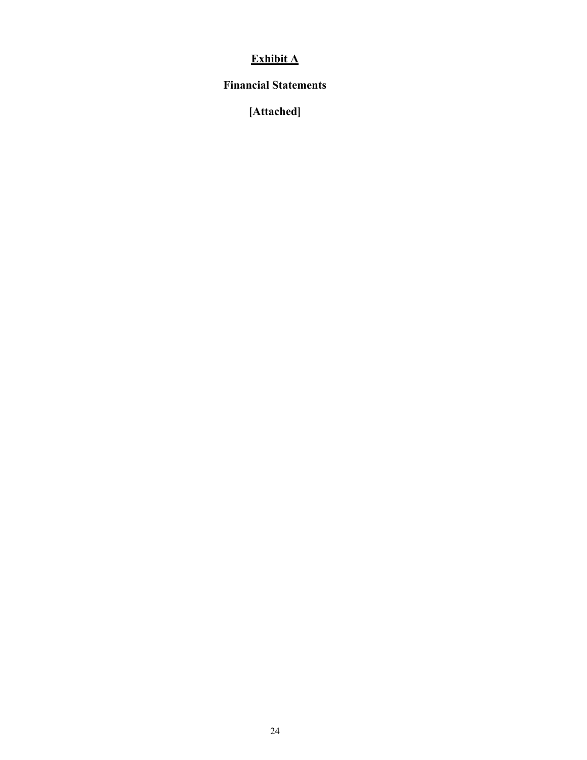# Exhibit A

**Financial Statements**

**[Attached]**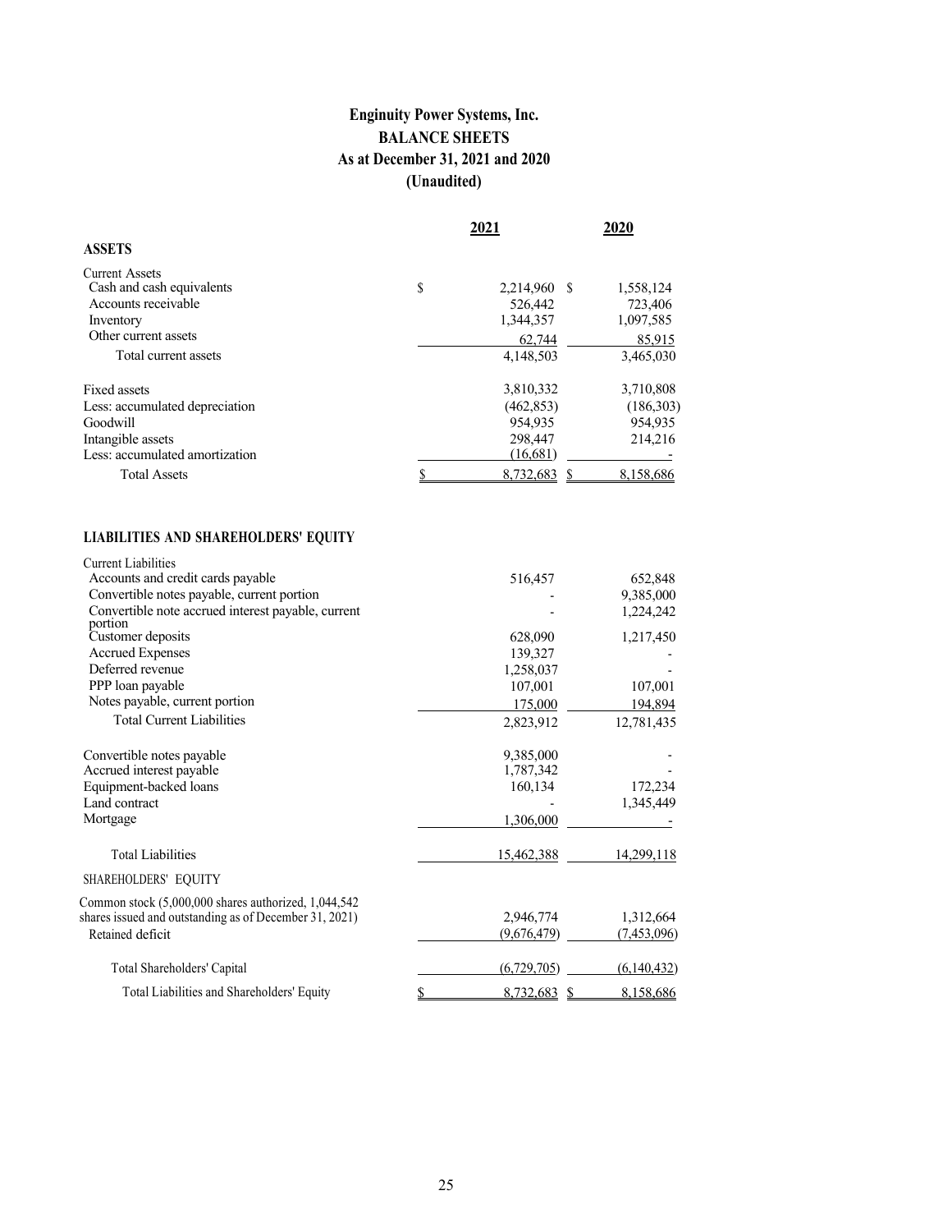# Enginuity Power Systems, Inc.
## BALANCE SHEETS
### As at December 31, 2021 and 2020
### (Unaudited)

| | 2021 | 2020 |
|---|---|---|
| **ASSETS** | | |
| Current Assets | | |
| Cash and cash equivalents | $ 2,214,960 | $ 1,558,124 |
| Accounts receivable | 526,442 | 723,406 |
| Inventory | 1,344,357 | 1,097,585 |
| Other current assets | 62,744 | 85,915 |
| Total current assets | 4,148,503 | 3,465,030 |
| Fixed assets | 3,810,332 | 3,710,808 |
| Less: accumulated depreciation | (462,853) | (186,303) |
| Goodwill | 954,935 | 954,935 |
| Intangible assets | 298,447 | 214,216 |
| Less: accumulated amortization | (16,681) | - |
| Total Assets | $ 8,732,683 | $ 8,158,686 |

| | 2021 | 2020 |
|---|---|---|
| **LIABILITIES AND SHAREHOLDERS' EQUITY** | | |
| Current Liabilities | | |
| Accounts and credit cards payable | 516,457 | 652,848 |
| Convertible notes payable, current portion | - | 9,385,000 |
| Convertible note accrued interest payable, current portion | - | 1,224,242 |
| Customer deposits | 628,090 | 1,217,450 |
| Accrued Expenses | 139,327 | - |
| Deferred revenue | 1,258,037 | - |
| PPP loan payable | 107,001 | 107,001 |
| Notes payable, current portion | 175,000 | 194,894 |
| Total Current Liabilities | 2,823,912 | 12,781,435 |
| Convertible notes payable | 9,385,000 | - |
| Accrued interest payable | 1,787,342 | - |
| Equipment-backed loans | 160,134 | 172,234 |
| Land contract | - | 1,345,449 |
| Mortgage | 1,306,000 | - |
| Total Liabilities | 15,462,388 | 14,299,118 |
| SHAREHOLDERS' EQUITY | | |
| Common stock (5,000,000 shares authorized, 1,044,542 shares issued and outstanding as of December 31, 2021) | 2,946,774 | 1,312,664 |
| Retained deficit | (9,676,479) | (7,453,096) |
| Total Shareholders' Capital | (6,729,705) | (6,140,432) |
| Total Liabilities and Shareholders' Equity | $ 8,732,683 | $ 8,158,686 |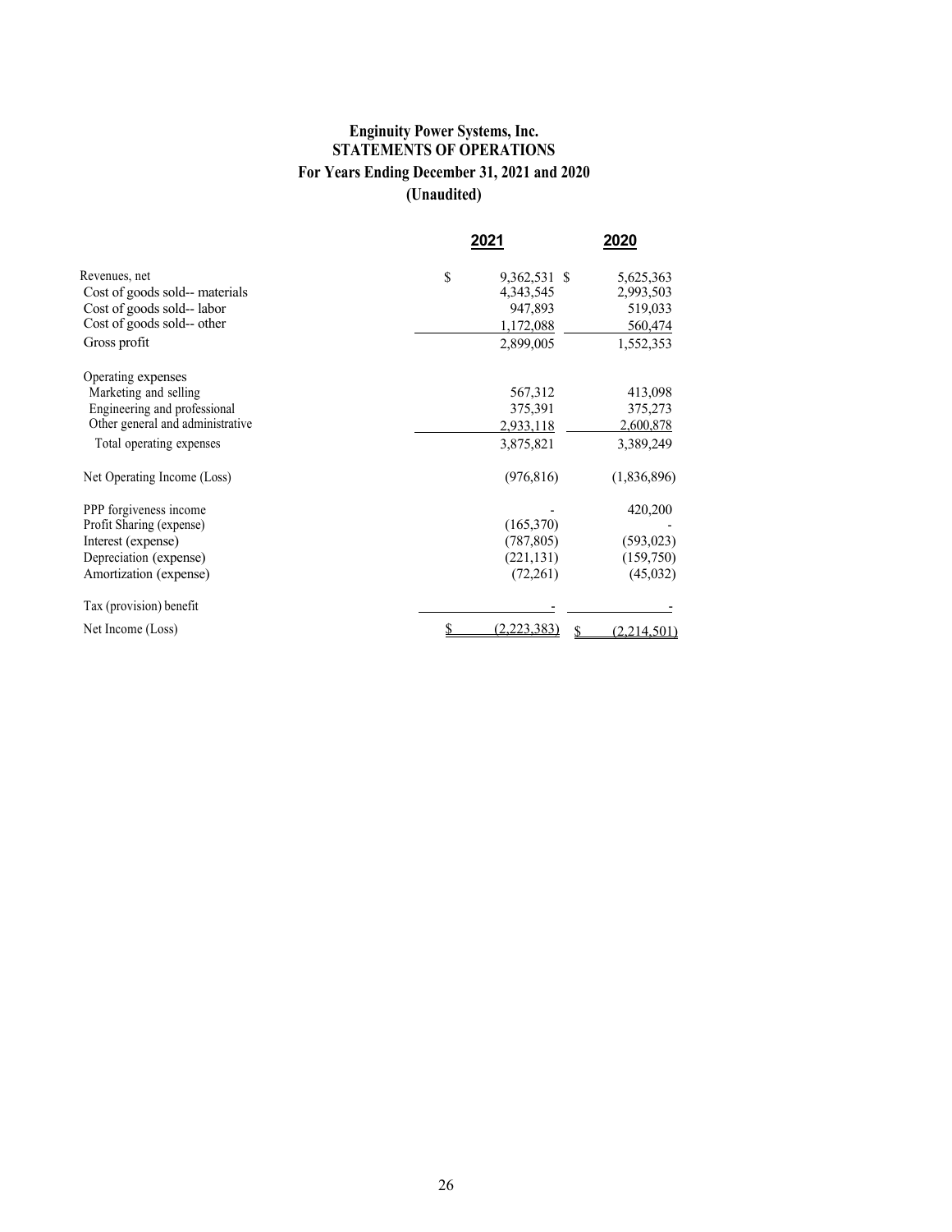# Enginuity Power Systems, Inc.
## STATEMENTS OF OPERATIONS
### For Years Ending December 31, 2021 and 2020
### (Unaudited)

| | 2021 | 2020 |
|---|---|---|
| Revenues, net | $ 9,362,531 | $ 5,625,363 |
| Cost of goods sold-- materials | 4,343,545 | 2,993,503 |
| Cost of goods sold-- labor | 947,893 | 519,033 |
| Cost of goods sold-- other | 1,172,088 | 560,474 |
| Gross profit | 2,899,005 | 1,552,353 |
| | | |
| Operating expenses | | |
| Marketing and selling | 567,312 | 413,098 |
| Engineering and professional | 375,391 | 375,273 |
| Other general and administrative | 2,933,118 | 2,600,878 |
| Total operating expenses | 3,875,821 | 3,389,249 |
| | | |
| Net Operating Income (Loss) | (976,816) | (1,836,896) |
| | | |
| PPP forgiveness income | - | 420,200 |
| Profit Sharing (expense) | (165,370) | - |
| Interest (expense) | (787,805) | (593,023) |
| Depreciation (expense) | (221,131) | (159,750) |
| Amortization (expense) | (72,261) | (45,032) |
| | | |
| Tax (provision) benefit | - | - |
| Net Income (Loss) | $ (2,223,383) | $ (2,214,501) |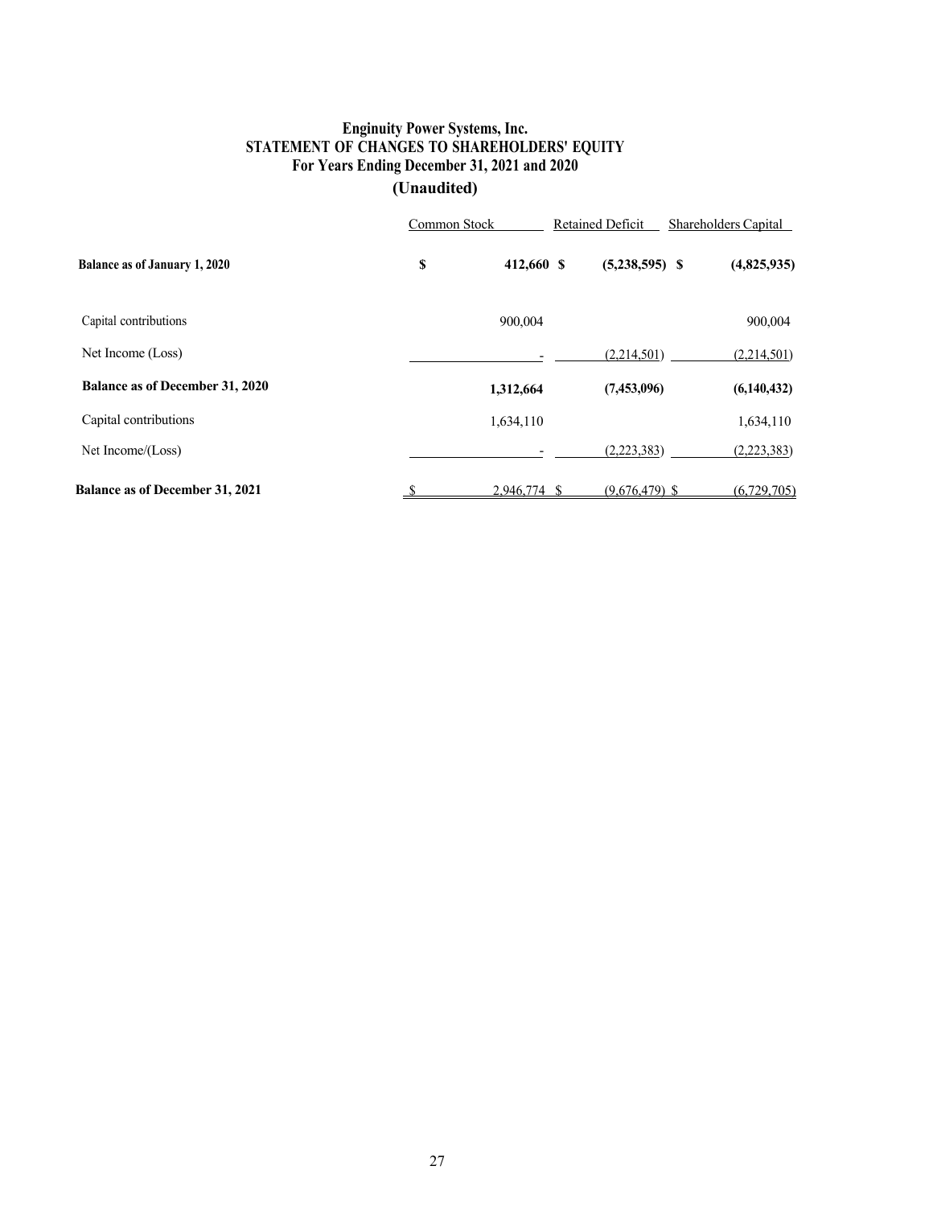**Enginuity Power Systems, Inc.**
**STATEMENT OF CHANGES TO SHAREHOLDERS' EQUITY**
**For Years Ending December 31, 2021 and 2020**
**(Unaudited)**

| | Common Stock | Retained Deficit | Shareholders Capital |
|---|---|---|---|
| **Balance as of January 1, 2020** | **$ 412,660** | **$ (5,238,595)** | **$ (4,825,935)** |
| Capital contributions | 900,004 | | 900,004 |
| Net Income (Loss) | - | (2,214,501) | (2,214,501) |
| **Balance as of December 31, 2020** | **1,312,664** | **(7,453,096)** | **(6,140,432)** |
| Capital contributions | 1,634,110 | | 1,634,110 |
| Net Income/(Loss) | - | (2,223,383) | (2,223,383) |
| **Balance as of December 31, 2021** | $ 2,946,774 | $ (9,676,479) | $ (6,729,705) |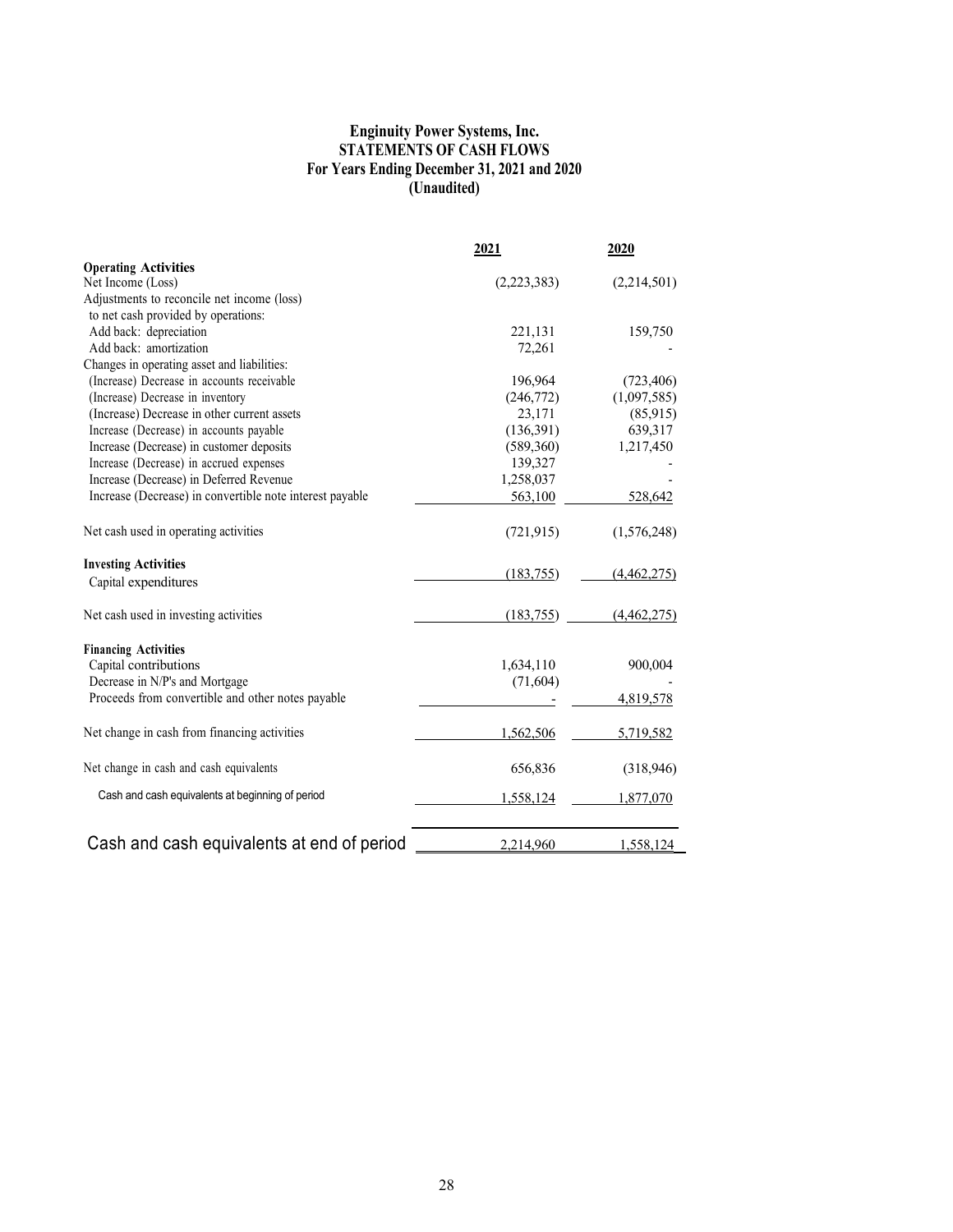**Enginuity Power Systems, Inc.**
**STATEMENTS OF CASH FLOWS**
**For Years Ending December 31, 2021 and 2020**
**(Unaudited)**

| | 2021 | 2020 |
|---|---|---|
| **Operating Activities** | | |
| Net Income (Loss) | (2,223,383) | (2,214,501) |
| Adjustments to reconcile net income (loss) | | |
| to net cash provided by operations: | | |
| Add back: depreciation | 221,131 | 159,750 |
| Add back: amortization | 72,261 | - |
| Changes in operating asset and liabilities: | | |
| (Increase) Decrease in accounts receivable | 196,964 | (723,406) |
| (Increase) Decrease in inventory | (246,772) | (1,097,585) |
| (Increase) Decrease in other current assets | 23,171 | (85,915) |
| Increase (Decrease) in accounts payable | (136,391) | 639,317 |
| Increase (Decrease) in customer deposits | (589,360) | 1,217,450 |
| Increase (Decrease) in accrued expenses | 139,327 | - |
| Increase (Decrease) in Deferred Revenue | 1,258,037 | - |
| Increase (Decrease) in convertible note interest payable | 563,100 | 528,642 |
| Net cash used in operating activities | (721,915) | (1,576,248) |
| **Investing Activities** | | |
| Capital expenditures | (183,755) | (4,462,275) |
| Net cash used in investing activities | (183,755) | (4,462,275) |
| **Financing Activities** | | |
| Capital contributions | 1,634,110 | 900,004 |
| Decrease in N/P's and Mortgage | (71,604) | - |
| Proceeds from convertible and other notes payable | - | 4,819,578 |
| Net change in cash from financing activities | 1,562,506 | 5,719,582 |
| Net change in cash and cash equivalents | 656,836 | (318,946) |
| Cash and cash equivalents at beginning of period | 1,558,124 | 1,877,070 |
| Cash and cash equivalents at end of period | 2,214,960 | 1,558,124 |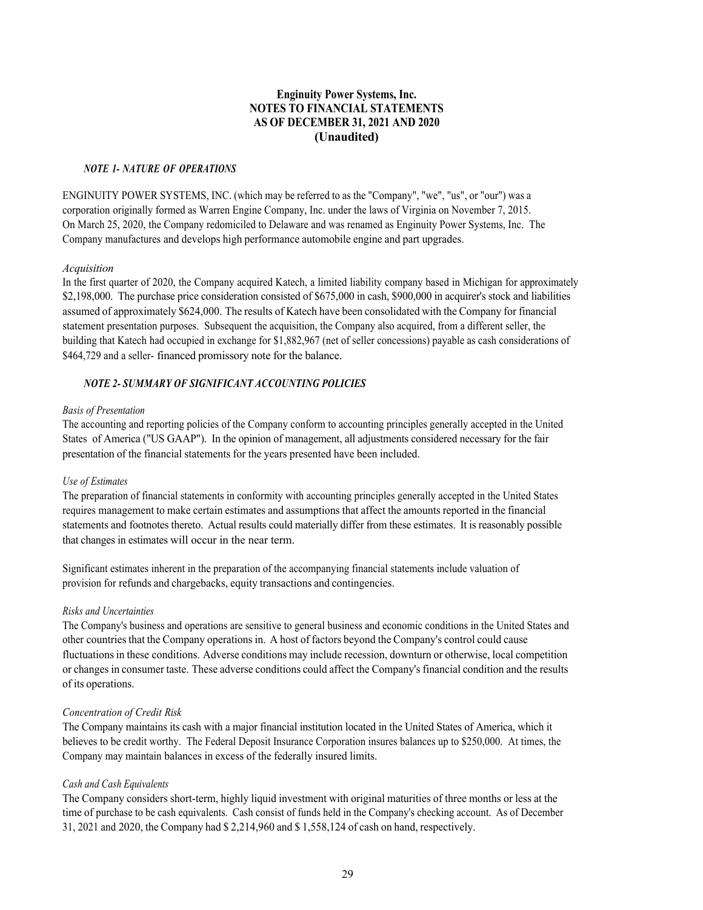# Enginuity Power Systems, Inc.
# NOTES TO FINANCIAL STATEMENTS
# AS OF DECEMBER 31, 2021 AND 2020
# (Unaudited)

### *NOTE 1- NATURE OF OPERATIONS*

ENGINUITY POWER SYSTEMS, INC. (which may be referred to as the "Company", "we", "us", or "our") was a corporation originally formed as Warren Engine Company, Inc. under the laws of Virginia on November 7, 2015. On March 25, 2020, the Company redomiciled to Delaware and was renamed as Enginuity Power Systems, Inc. The Company manufactures and develops high performance automobile engine and part upgrades.

*Acquisition*

In the first quarter of 2020, the Company acquired Katech, a limited liability company based in Michigan for approximately \$2,198,000. The purchase price consideration consisted of \$675,000 in cash, \$900,000 in acquirer's stock and liabilities assumed of approximately \$624,000. The results of Katech have been consolidated with the Company for financial statement presentation purposes. Subsequent the acquisition, the Company also acquired, from a different seller, the building that Katech had occupied in exchange for \$1,882,967 (net of seller concessions) payable as cash considerations of \$464,729 and a seller- financed promissory note for the balance.

### *NOTE 2- SUMMARY OF SIGNIFICANT ACCOUNTING POLICIES*

*Basis of Presentation*

The accounting and reporting policies of the Company conform to accounting principles generally accepted in the United States of America ("US GAAP"). In the opinion of management, all adjustments considered necessary for the fair presentation of the financial statements for the years presented have been included.

*Use of Estimates*

The preparation of financial statements in conformity with accounting principles generally accepted in the United States requires management to make certain estimates and assumptions that affect the amounts reported in the financial statements and footnotes thereto. Actual results could materially differ from these estimates. It is reasonably possible that changes in estimates will occur in the near term.

Significant estimates inherent in the preparation of the accompanying financial statements include valuation of provision for refunds and chargebacks, equity transactions and contingencies.

*Risks and Uncertainties*

The Company's business and operations are sensitive to general business and economic conditions in the United States and other countries that the Company operations in. A host of factors beyond the Company's control could cause fluctuations in these conditions. Adverse conditions may include recession, downturn or otherwise, local competition or changes in consumer taste. These adverse conditions could affect the Company's financial condition and the results of its operations.

*Concentration of Credit Risk*

The Company maintains its cash with a major financial institution located in the United States of America, which it believes to be credit worthy. The Federal Deposit Insurance Corporation insures balances up to \$250,000. At times, the Company may maintain balances in excess of the federally insured limits.

*Cash and Cash Equivalents*

The Company considers short-term, highly liquid investment with original maturities of three months or less at the time of purchase to be cash equivalents. Cash consist of funds held in the Company's checking account. As of December 31, 2021 and 2020, the Company had \$ 2,214,960 and \$ 1,558,124 of cash on hand, respectively.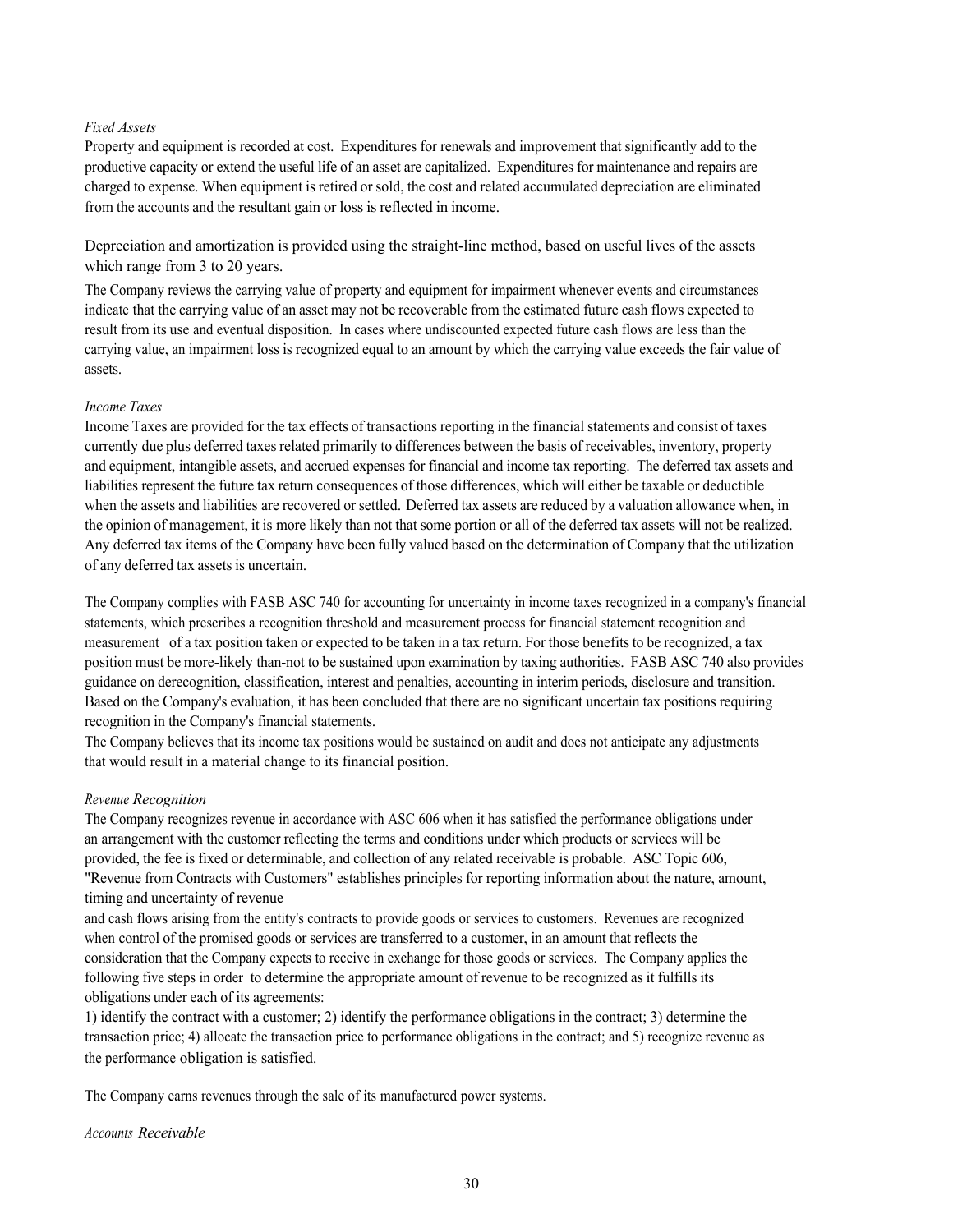*Fixed Assets*

Property and equipment is recorded at cost. Expenditures for renewals and improvement that significantly add to the productive capacity or extend the useful life of an asset are capitalized. Expenditures for maintenance and repairs are charged to expense. When equipment is retired or sold, the cost and related accumulated depreciation are eliminated from the accounts and the resultant gain or loss is reflected in income.

Depreciation and amortization is provided using the straight-line method, based on useful lives of the assets which range from 3 to 20 years.

The Company reviews the carrying value of property and equipment for impairment whenever events and circumstances indicate that the carrying value of an asset may not be recoverable from the estimated future cash flows expected to result from its use and eventual disposition. In cases where undiscounted expected future cash flows are less than the carrying value, an impairment loss is recognized equal to an amount by which the carrying value exceeds the fair value of assets.

*Income Taxes*

Income Taxes are provided for the tax effects of transactions reporting in the financial statements and consist of taxes currently due plus deferred taxes related primarily to differences between the basis of receivables, inventory, property and equipment, intangible assets, and accrued expenses for financial and income tax reporting. The deferred tax assets and liabilities represent the future tax return consequences of those differences, which will either be taxable or deductible when the assets and liabilities are recovered or settled. Deferred tax assets are reduced by a valuation allowance when, in the opinion of management, it is more likely than not that some portion or all of the deferred tax assets will not be realized. Any deferred tax items of the Company have been fully valued based on the determination of Company that the utilization of any deferred tax assets is uncertain.

The Company complies with FASB ASC 740 for accounting for uncertainty in income taxes recognized in a company's financial statements, which prescribes a recognition threshold and measurement process for financial statement recognition and measurement of a tax position taken or expected to be taken in a tax return. For those benefits to be recognized, a tax position must be more-likely than-not to be sustained upon examination by taxing authorities. FASB ASC 740 also provides guidance on derecognition, classification, interest and penalties, accounting in interim periods, disclosure and transition. Based on the Company's evaluation, it has been concluded that there are no significant uncertain tax positions requiring recognition in the Company's financial statements.

The Company believes that its income tax positions would be sustained on audit and does not anticipate any adjustments that would result in a material change to its financial position.

*Revenue Recognition*

The Company recognizes revenue in accordance with ASC 606 when it has satisfied the performance obligations under an arrangement with the customer reflecting the terms and conditions under which products or services will be provided, the fee is fixed or determinable, and collection of any related receivable is probable. ASC Topic 606, "Revenue from Contracts with Customers" establishes principles for reporting information about the nature, amount, timing and uncertainty of revenue and cash flows arising from the entity's contracts to provide goods or services to customers. Revenues are recognized when control of the promised goods or services are transferred to a customer, in an amount that reflects the consideration that the Company expects to receive in exchange for those goods or services. The Company applies the following five steps in order to determine the appropriate amount of revenue to be recognized as it fulfills its obligations under each of its agreements:

1) identify the contract with a customer; 2) identify the performance obligations in the contract; 3) determine the transaction price; 4) allocate the transaction price to performance obligations in the contract; and 5) recognize revenue as the performance obligation is satisfied.

The Company earns revenues through the sale of its manufactured power systems.

*Accounts Receivable*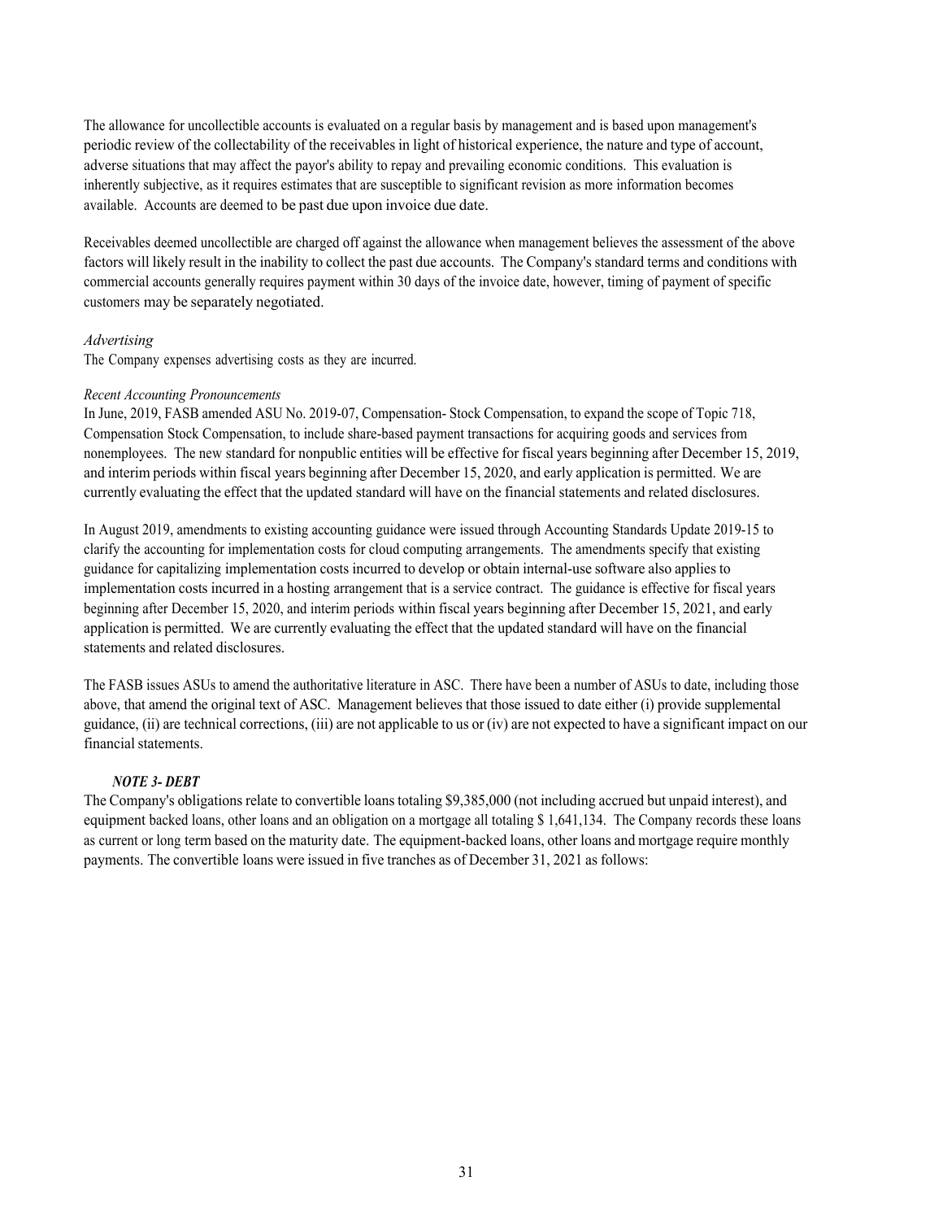The allowance for uncollectible accounts is evaluated on a regular basis by management and is based upon management's periodic review of the collectability of the receivables in light of historical experience, the nature and type of account, adverse situations that may affect the payor's ability to repay and prevailing economic conditions. This evaluation is inherently subjective, as it requires estimates that are susceptible to significant revision as more information becomes available. Accounts are deemed to be past due upon invoice due date.

Receivables deemed uncollectible are charged off against the allowance when management believes the assessment of the above factors will likely result in the inability to collect the past due accounts. The Company's standard terms and conditions with commercial accounts generally requires payment within 30 days of the invoice date, however, timing of payment of specific customers may be separately negotiated.

*Advertising*
The Company expenses advertising costs as they are incurred.

*Recent Accounting Pronouncements*
In June, 2019, FASB amended ASU No. 2019-07, Compensation- Stock Compensation, to expand the scope of Topic 718, Compensation Stock Compensation, to include share-based payment transactions for acquiring goods and services from nonemployees. The new standard for nonpublic entities will be effective for fiscal years beginning after December 15, 2019, and interim periods within fiscal years beginning after December 15, 2020, and early application is permitted. We are currently evaluating the effect that the updated standard will have on the financial statements and related disclosures.

In August 2019, amendments to existing accounting guidance were issued through Accounting Standards Update 2019-15 to clarify the accounting for implementation costs for cloud computing arrangements. The amendments specify that existing guidance for capitalizing implementation costs incurred to develop or obtain internal-use software also applies to implementation costs incurred in a hosting arrangement that is a service contract. The guidance is effective for fiscal years beginning after December 15, 2020, and interim periods within fiscal years beginning after December 15, 2021, and early application is permitted. We are currently evaluating the effect that the updated standard will have on the financial statements and related disclosures.

The FASB issues ASUs to amend the authoritative literature in ASC. There have been a number of ASUs to date, including those above, that amend the original text of ASC. Management believes that those issued to date either (i) provide supplemental guidance, (ii) are technical corrections, (iii) are not applicable to us or (iv) are not expected to have a significant impact on our financial statements.

***NOTE 3- DEBT***

The Company's obligations relate to convertible loans totaling $9,385,000 (not including accrued but unpaid interest), and equipment backed loans, other loans and an obligation on a mortgage all totaling $ 1,641,134. The Company records these loans as current or long term based on the maturity date. The equipment-backed loans, other loans and mortgage require monthly payments. The convertible loans were issued in five tranches as of December 31, 2021 as follows: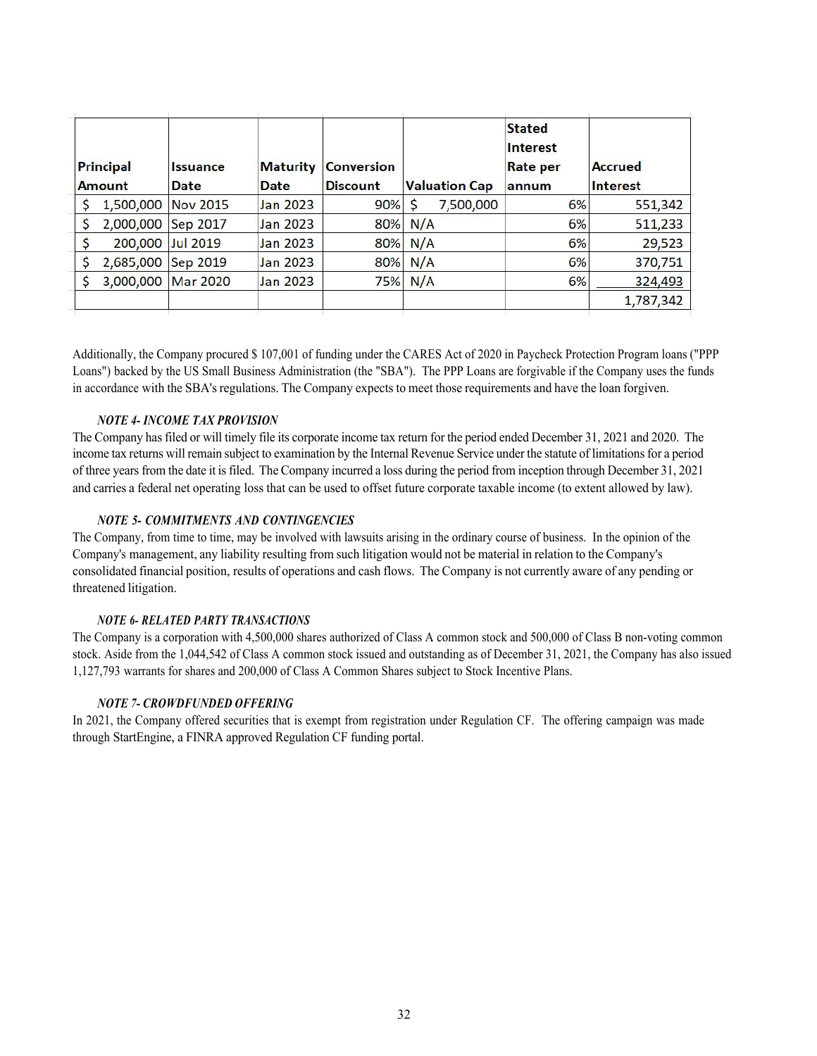| Principal Amount | Issuance Date | Maturity Date | Conversion Discount | Valuation Cap | Stated Interest Rate per annum | Accrued Interest |
|---|---|---|---|---|---|---|
| $ 1,500,000 | Nov 2015 | Jan 2023 | 90% | $ 7,500,000 | 6% | 551,342 |
| $ 2,000,000 | Sep 2017 | Jan 2023 | 80% | N/A | 6% | 511,233 |
| $ 200,000 | Jul 2019 | Jan 2023 | 80% | N/A | 6% | 29,523 |
| $ 2,685,000 | Sep 2019 | Jan 2023 | 80% | N/A | 6% | 370,751 |
| $ 3,000,000 | Mar 2020 | Jan 2023 | 75% | N/A | 6% | 324,493 |
| | | | | | | 1,787,342 |

Additionally, the Company procured $ 107,001 of funding under the CARES Act of 2020 in Paycheck Protection Program loans ("PPP Loans") backed by the US Small Business Administration (the "SBA"). The PPP Loans are forgivable if the Company uses the funds in accordance with the SBA's regulations. The Company expects to meet those requirements and have the loan forgiven.

***NOTE 4- INCOME TAX PROVISION***

The Company has filed or will timely file its corporate income tax return for the period ended December 31, 2021 and 2020. The income tax returns will remain subject to examination by the Internal Revenue Service under the statute of limitations for a period of three years from the date it is filed. The Company incurred a loss during the period from inception through December 31, 2021 and carries a federal net operating loss that can be used to offset future corporate taxable income (to extent allowed by law).

***NOTE 5- COMMITMENTS AND CONTINGENCIES***

The Company, from time to time, may be involved with lawsuits arising in the ordinary course of business. In the opinion of the Company's management, any liability resulting from such litigation would not be material in relation to the Company's consolidated financial position, results of operations and cash flows. The Company is not currently aware of any pending or threatened litigation.

***NOTE 6- RELATED PARTY TRANSACTIONS***

The Company is a corporation with 4,500,000 shares authorized of Class A common stock and 500,000 of Class B non-voting common stock. Aside from the 1,044,542 of Class A common stock issued and outstanding as of December 31, 2021, the Company has also issued 1,127,793 warrants for shares and 200,000 of Class A Common Shares subject to Stock Incentive Plans.

***NOTE 7- CROWDFUNDED OFFERING***

In 2021, the Company offered securities that is exempt from registration under Regulation CF. The offering campaign was made through StartEngine, a FINRA approved Regulation CF funding portal.